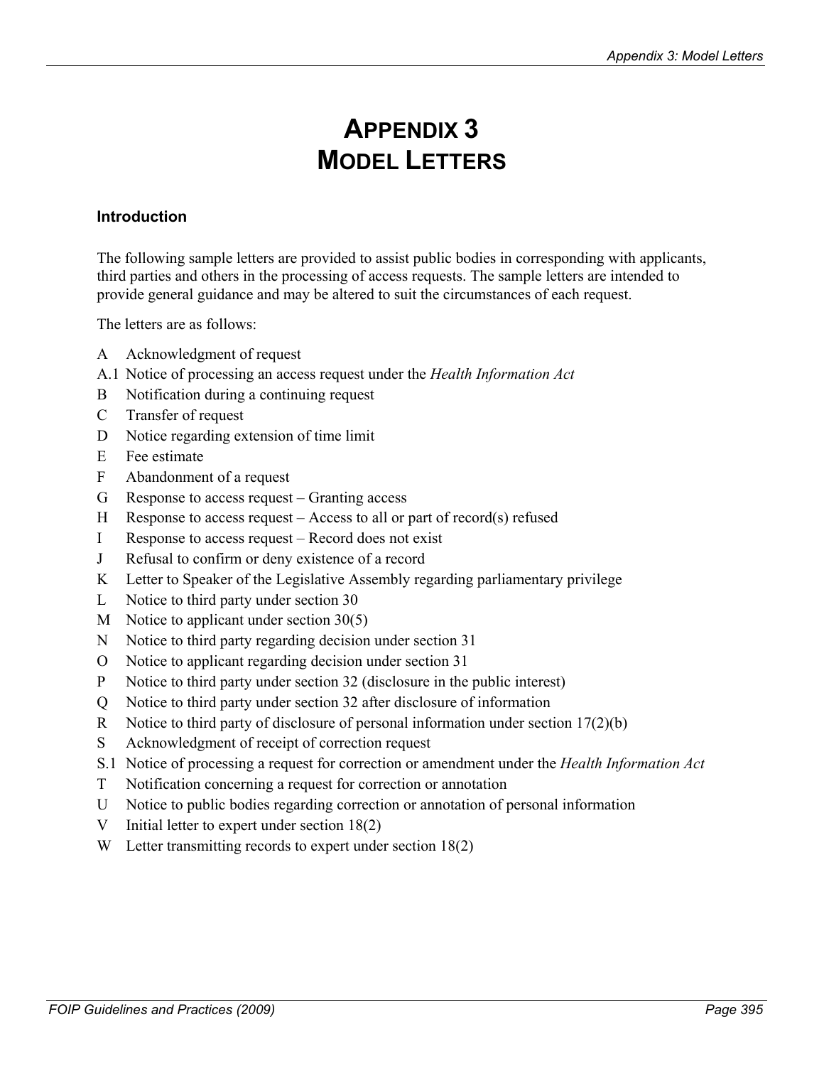# APPENDIX 3 MODEL LETTERS

### Introduction

The following sample letters are provided to assist public bodies in corresponding with applicants, third parties and others in the processing of access requests. The sample letters are intended to provide general guidance and may be altered to suit the circumstances of each request.

The letters are as follows:

- A Acknowledgment of request
- A.1 Notice of processing an access request under the *Health Information Act*
- B Notification during a continuing request
- C Transfer of request
- D Notice regarding extension of time limit
- E Fee estimate
- F Abandonment of a request
- G Response to access request – Granting access
- H Response to access request – Access to all or part of record(s) refused
- I Response to access request – Record does not exist
- J Refusal to confirm or deny existence of a record
- K Letter to Speaker of the Legislative Assembly regarding parliamentary privilege
- L Notice to third party under section 30
- M Notice to applicant under section 30(5)
- N Notice to third party regarding decision under section 31
- O Notice to applicant regarding decision under section 31
- P Notice to third party under section 32 (disclosure in the public interest)
- Q Notice to third party under section 32 after disclosure of information
- R Notice to third party of disclosure of personal information under section 17(2)(b)
- S Acknowledgment of receipt of correction request
- S.1 Notice of processing a request for correction or amendment under the *Health Information Act*
- T Notification concerning a request for correction or annotation
- U Notice to public bodies regarding correction or annotation of personal information
- V Initial letter to expert under section 18(2)
- W Letter transmitting records to expert under section 18(2)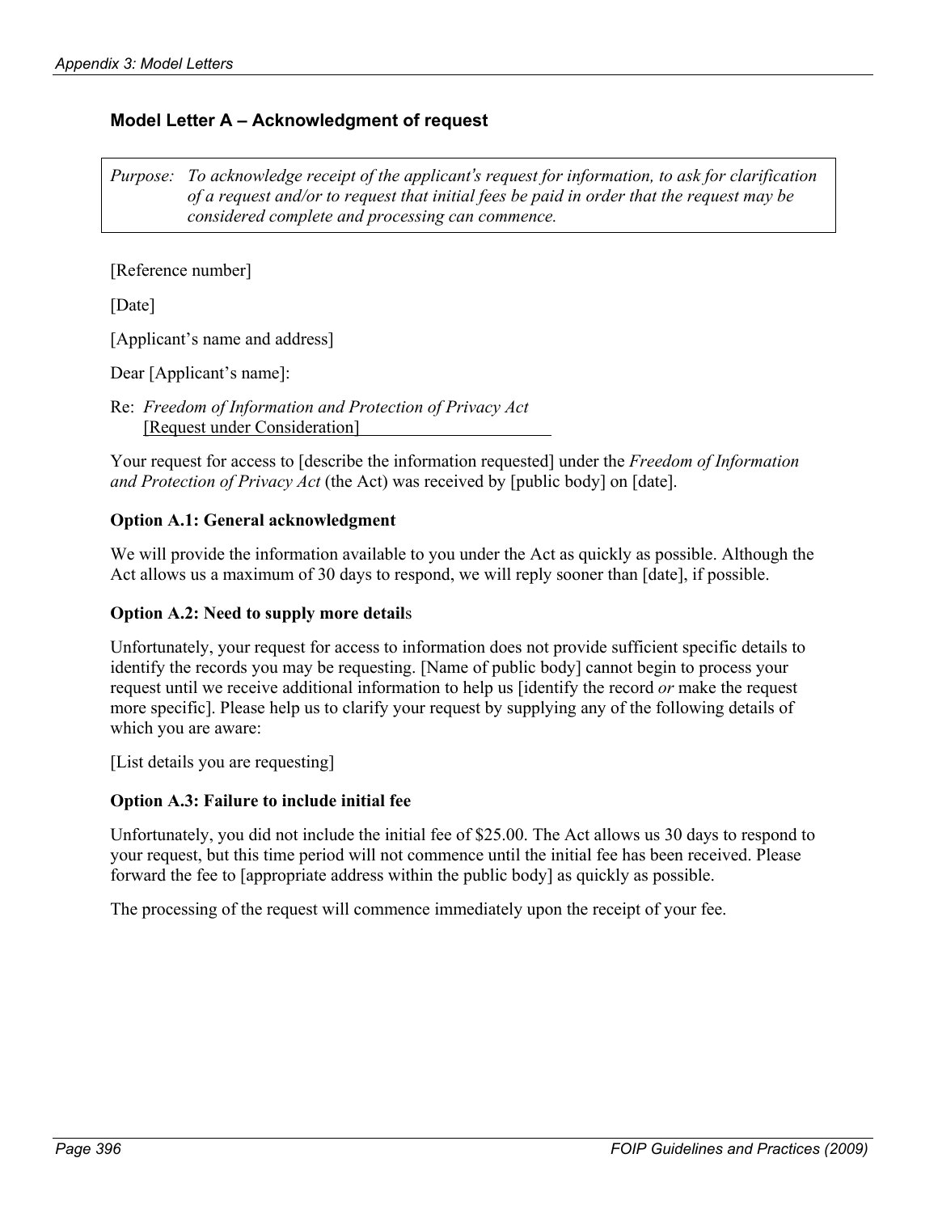## Model Letter A – Acknowledgment of request

*Purpose: To acknowledge receipt of the applicant's request for information, to ask for clarification of a request and/or to request that initial fees be paid in order that the request may be considered complete and processing can commence.*

[Reference number]

[Date]

[Applicant's name and address]

Dear [Applicant's name]:

Re: *Freedom of Information and Protection of Privacy Act*
[Request under Consideration]

Your request for access to [describe the information requested] under the *Freedom of Information and Protection of Privacy Act* (the Act) was received by [public body] on [date].

**Option A.1: General acknowledgment**

We will provide the information available to you under the Act as quickly as possible. Although the Act allows us a maximum of 30 days to respond, we will reply sooner than [date], if possible.

**Option A.2: Need to supply more details**

Unfortunately, your request for access to information does not provide sufficient specific details to identify the records you may be requesting. [Name of public body] cannot begin to process your request until we receive additional information to help us [identify the record *or* make the request more specific]. Please help us to clarify your request by supplying any of the following details of which you are aware:

[List details you are requesting]

**Option A.3: Failure to include initial fee**

Unfortunately, you did not include the initial fee of $25.00. The Act allows us 30 days to respond to your request, but this time period will not commence until the initial fee has been received. Please forward the fee to [appropriate address within the public body] as quickly as possible.

The processing of the request will commence immediately upon the receipt of your fee.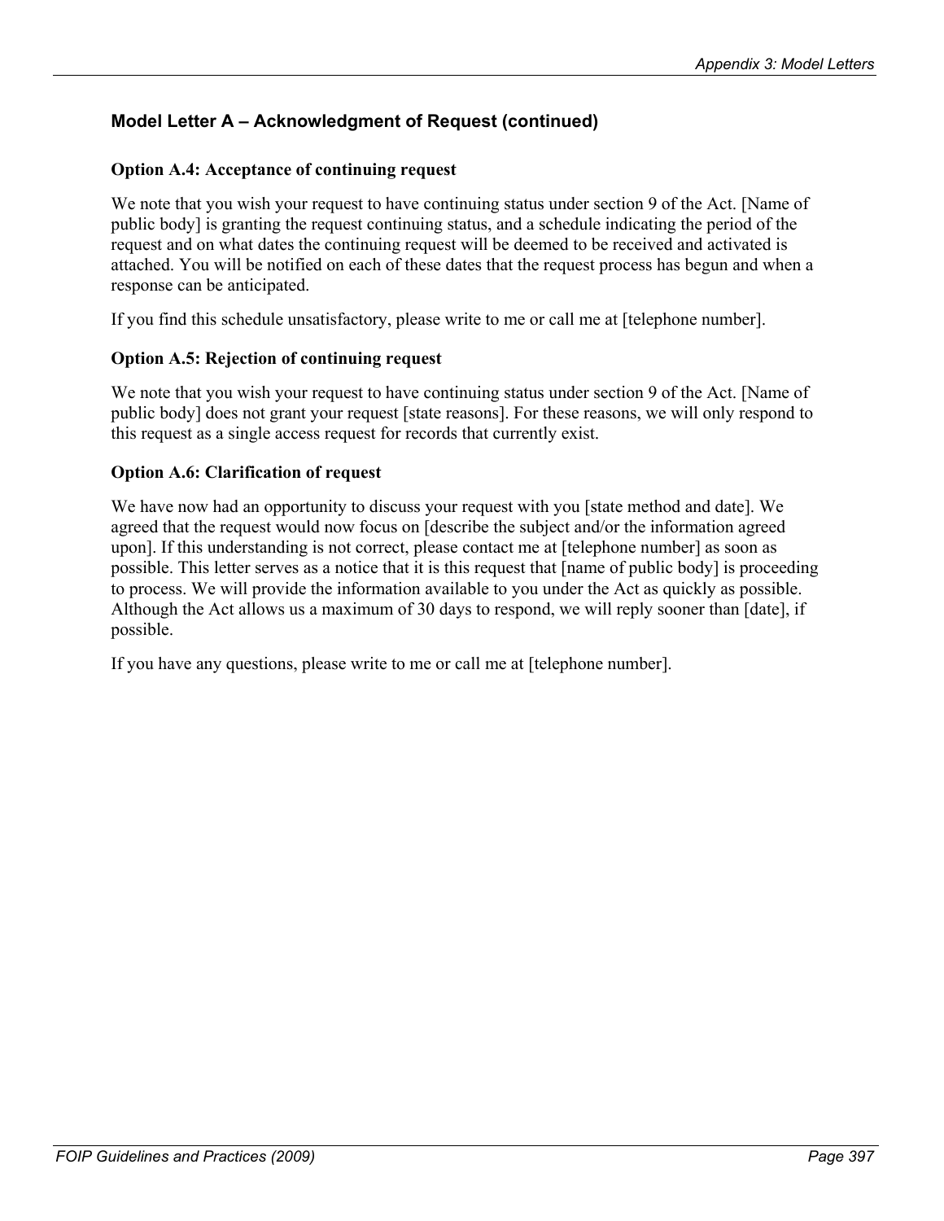## Model Letter A – Acknowledgment of Request (continued)

### Option A.4: Acceptance of continuing request

We note that you wish your request to have continuing status under section 9 of the Act. [Name of public body] is granting the request continuing status, and a schedule indicating the period of the request and on what dates the continuing request will be deemed to be received and activated is attached. You will be notified on each of these dates that the request process has begun and when a response can be anticipated.

If you find this schedule unsatisfactory, please write to me or call me at [telephone number].

### Option A.5: Rejection of continuing request

We note that you wish your request to have continuing status under section 9 of the Act. [Name of public body] does not grant your request [state reasons]. For these reasons, we will only respond to this request as a single access request for records that currently exist.

### Option A.6: Clarification of request

We have now had an opportunity to discuss your request with you [state method and date]. We agreed that the request would now focus on [describe the subject and/or the information agreed upon]. If this understanding is not correct, please contact me at [telephone number] as soon as possible. This letter serves as a notice that it is this request that [name of public body] is proceeding to process. We will provide the information available to you under the Act as quickly as possible. Although the Act allows us a maximum of 30 days to respond, we will reply sooner than [date], if possible.

If you have any questions, please write to me or call me at [telephone number].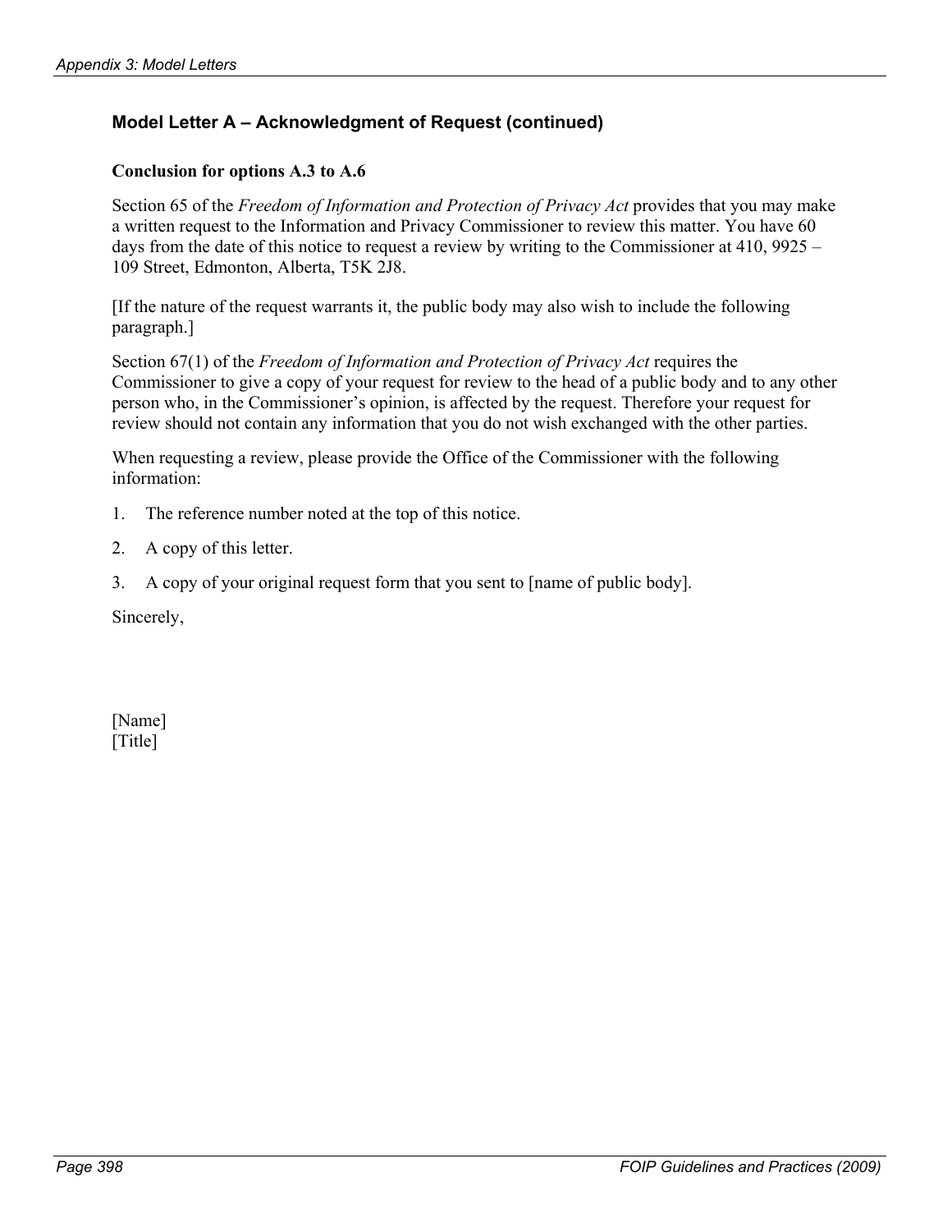## Model Letter A – Acknowledgment of Request (continued)

**Conclusion for options A.3 to A.6**

Section 65 of the *Freedom of Information and Protection of Privacy Act* provides that you may make a written request to the Information and Privacy Commissioner to review this matter. You have 60 days from the date of this notice to request a review by writing to the Commissioner at 410, 9925 – 109 Street, Edmonton, Alberta, T5K 2J8.

[If the nature of the request warrants it, the public body may also wish to include the following paragraph.]

Section 67(1) of the *Freedom of Information and Protection of Privacy Act* requires the Commissioner to give a copy of your request for review to the head of a public body and to any other person who, in the Commissioner's opinion, is affected by the request. Therefore your request for review should not contain any information that you do not wish exchanged with the other parties.

When requesting a review, please provide the Office of the Commissioner with the following information:

1. The reference number noted at the top of this notice.
2. A copy of this letter.
3. A copy of your original request form that you sent to [name of public body].

Sincerely,

[Name]
[Title]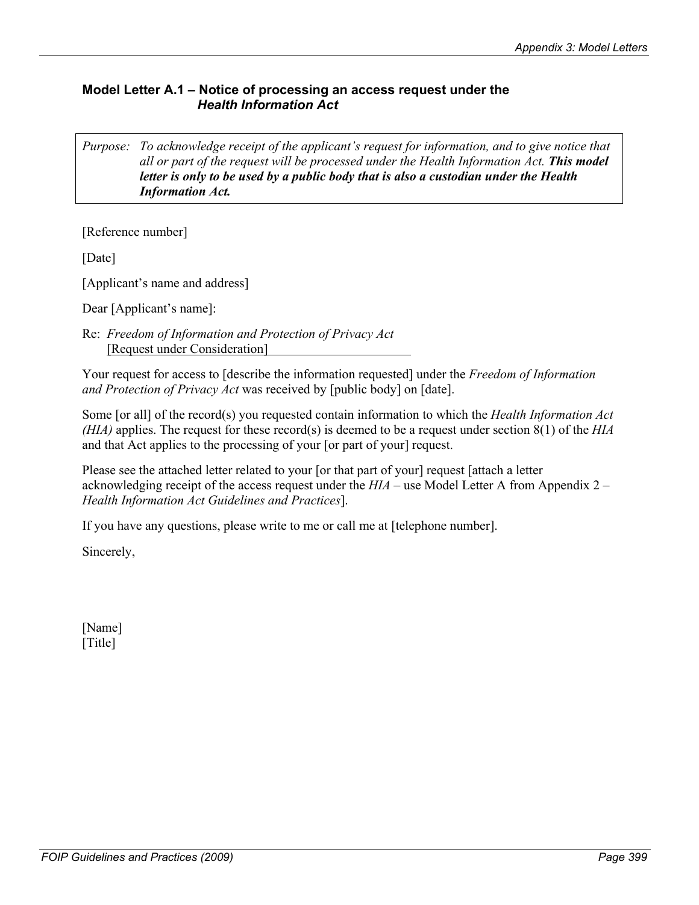### Model Letter A.1 – Notice of processing an access request under the *Health Information Act*

> *Purpose: To acknowledge receipt of the applicant's request for information, and to give notice that all or part of the request will be processed under the Health Information Act.* ***This model letter is only to be used by a public body that is also a custodian under the Health Information Act.***

[Reference number]

[Date]

[Applicant's name and address]

Dear [Applicant's name]:

Re: *Freedom of Information and Protection of Privacy Act*
[Request under Consideration]

Your request for access to [describe the information requested] under the *Freedom of Information and Protection of Privacy Act* was received by [public body] on [date].

Some [or all] of the record(s) you requested contain information to which the *Health Information Act (HIA)* applies. The request for these record(s) is deemed to be a request under section 8(1) of the *HIA* and that Act applies to the processing of your [or part of your] request.

Please see the attached letter related to your [or that part of your] request [attach a letter acknowledging receipt of the access request under the *HIA* – use Model Letter A from Appendix 2 – *Health Information Act Guidelines and Practices*].

If you have any questions, please write to me or call me at [telephone number].

Sincerely,

[Name]
[Title]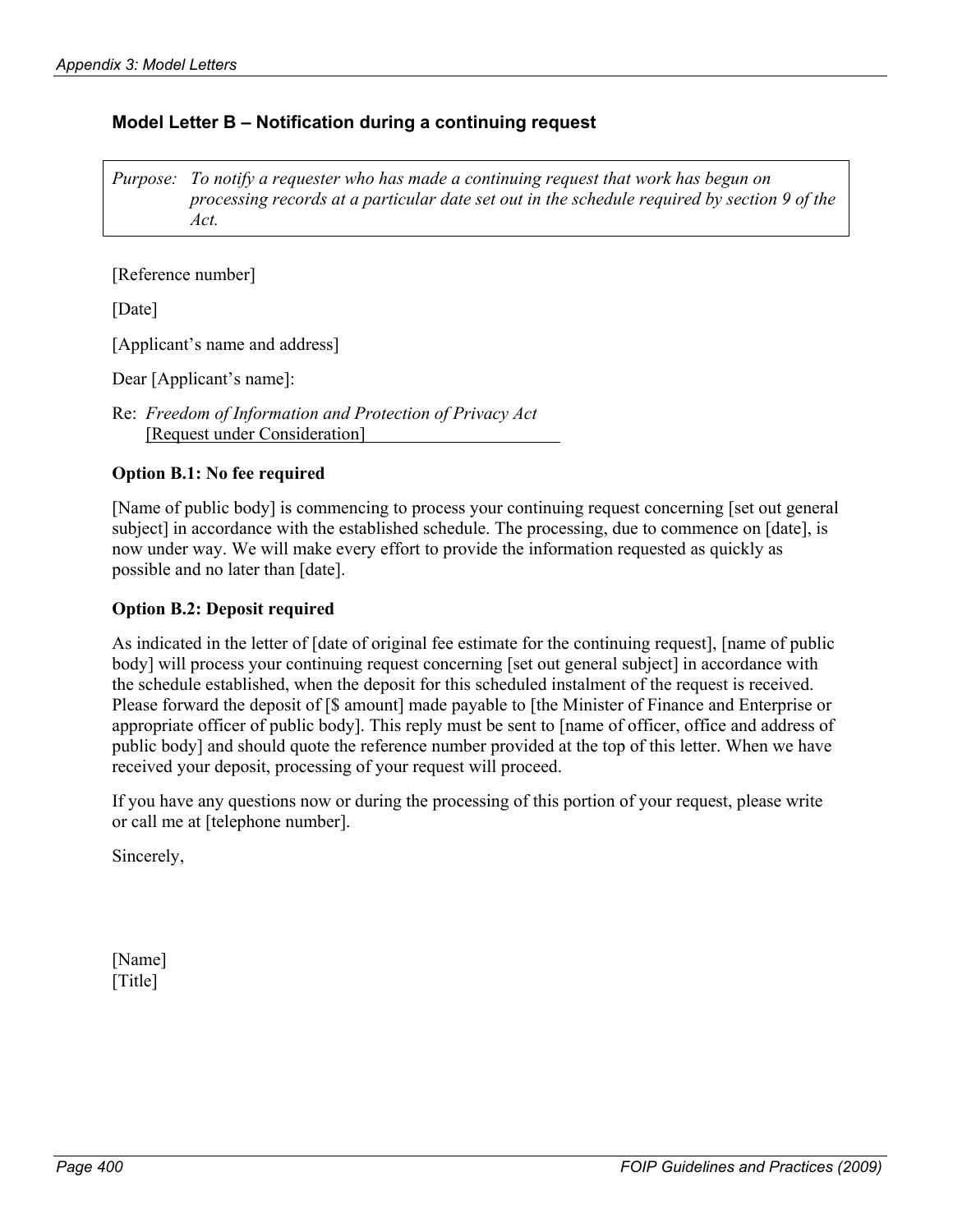## Model Letter B – Notification during a continuing request

*Purpose: To notify a requester who has made a continuing request that work has begun on processing records at a particular date set out in the schedule required by section 9 of the Act.*

[Reference number]

[Date]

[Applicant's name and address]

Dear [Applicant's name]:

Re: *Freedom of Information and Protection of Privacy Act*
[Request under Consideration]

**Option B.1: No fee required**

[Name of public body] is commencing to process your continuing request concerning [set out general subject] in accordance with the established schedule. The processing, due to commence on [date], is now under way. We will make every effort to provide the information requested as quickly as possible and no later than [date].

**Option B.2: Deposit required**

As indicated in the letter of [date of original fee estimate for the continuing request], [name of public body] will process your continuing request concerning [set out general subject] in accordance with the schedule established, when the deposit for this scheduled instalment of the request is received. Please forward the deposit of [$ amount] made payable to [the Minister of Finance and Enterprise or appropriate officer of public body]. This reply must be sent to [name of officer, office and address of public body] and should quote the reference number provided at the top of this letter. When we have received your deposit, processing of your request will proceed.

If you have any questions now or during the processing of this portion of your request, please write or call me at [telephone number].

Sincerely,

[Name]
[Title]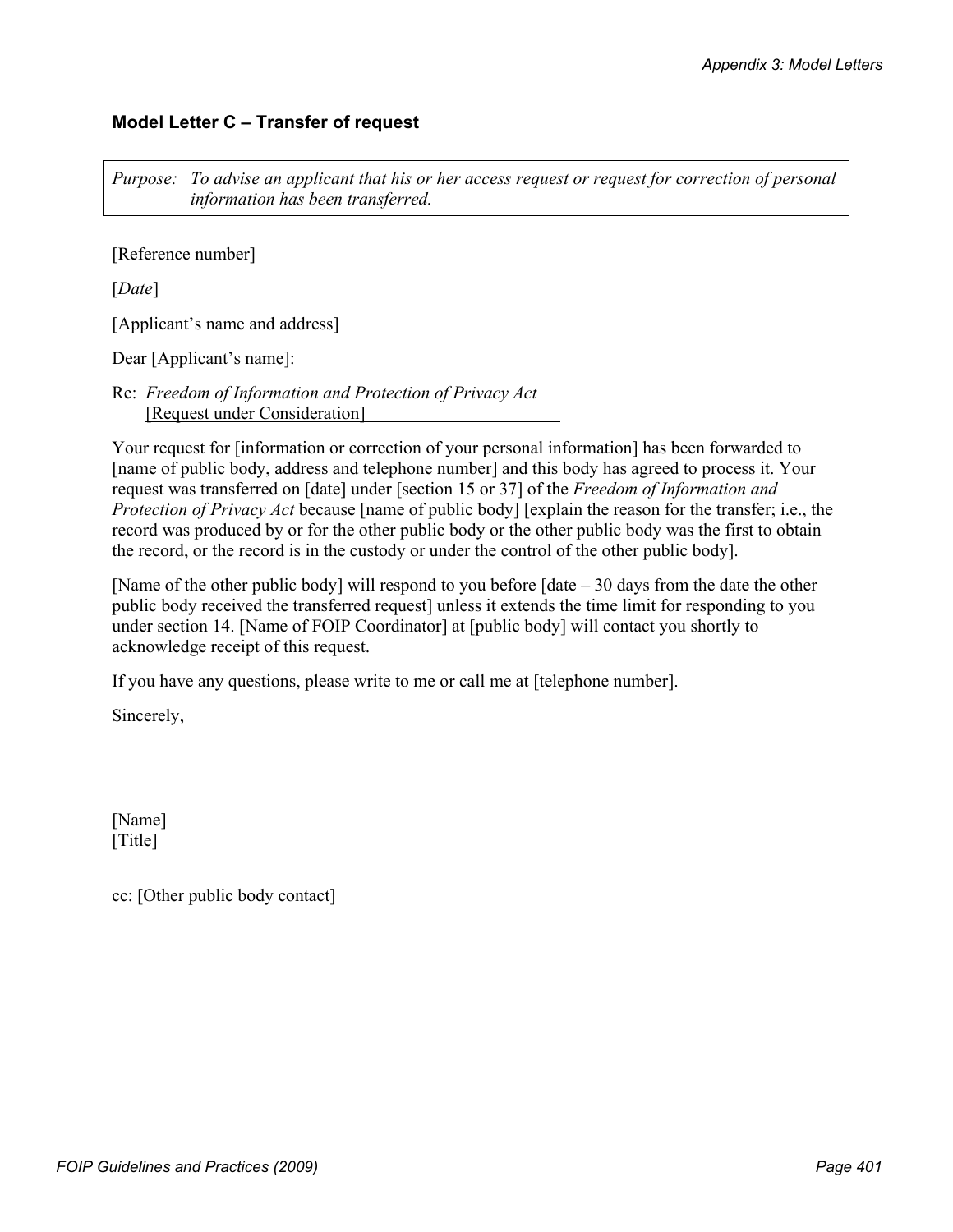### Model Letter C – Transfer of request

*Purpose: To advise an applicant that his or her access request or request for correction of personal information has been transferred.*

[Reference number]

[*Date*]

[Applicant's name and address]

Dear [Applicant's name]:

Re: *Freedom of Information and Protection of Privacy Act*
[Request under Consideration]

Your request for [information or correction of your personal information] has been forwarded to [name of public body, address and telephone number] and this body has agreed to process it. Your request was transferred on [date] under [section 15 or 37] of the *Freedom of Information and Protection of Privacy Act* because [name of public body] [explain the reason for the transfer; i.e., the record was produced by or for the other public body or the other public body was the first to obtain the record, or the record is in the custody or under the control of the other public body].

[Name of the other public body] will respond to you before [date – 30 days from the date the other public body received the transferred request] unless it extends the time limit for responding to you under section 14. [Name of FOIP Coordinator] at [public body] will contact you shortly to acknowledge receipt of this request.

If you have any questions, please write to me or call me at [telephone number].

Sincerely,

[Name]
[Title]

cc: [Other public body contact]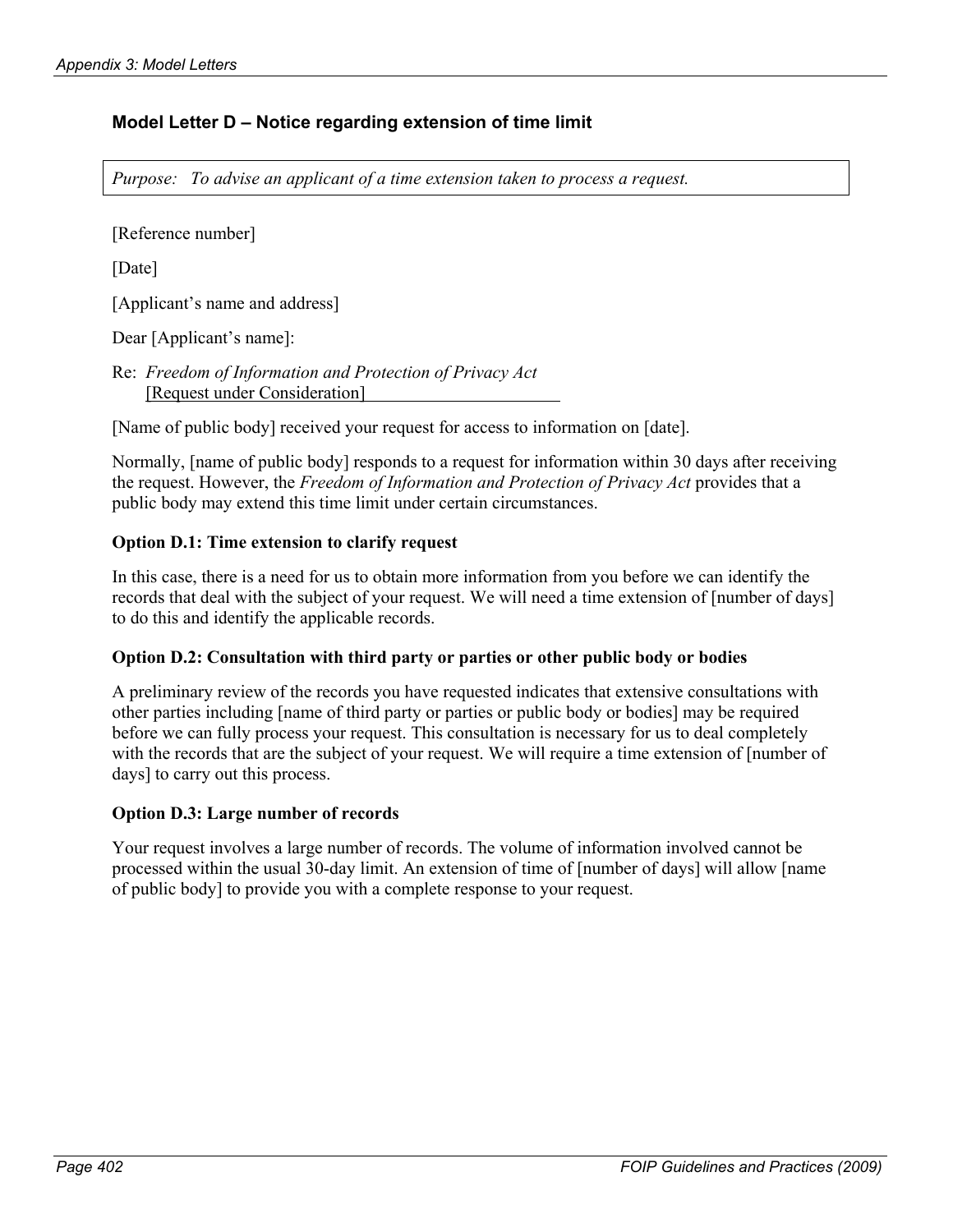## Model Letter D – Notice regarding extension of time limit

*Purpose: To advise an applicant of a time extension taken to process a request.*

[Reference number]

[Date]

[Applicant's name and address]

Dear [Applicant's name]:

Re: *Freedom of Information and Protection of Privacy Act*
[Request under Consideration]

[Name of public body] received your request for access to information on [date].

Normally, [name of public body] responds to a request for information within 30 days after receiving the request. However, the *Freedom of Information and Protection of Privacy Act* provides that a public body may extend this time limit under certain circumstances.

**Option D.1: Time extension to clarify request**

In this case, there is a need for us to obtain more information from you before we can identify the records that deal with the subject of your request. We will need a time extension of [number of days] to do this and identify the applicable records.

**Option D.2: Consultation with third party or parties or other public body or bodies**

A preliminary review of the records you have requested indicates that extensive consultations with other parties including [name of third party or parties or public body or bodies] may be required before we can fully process your request. This consultation is necessary for us to deal completely with the records that are the subject of your request. We will require a time extension of [number of days] to carry out this process.

**Option D.3: Large number of records**

Your request involves a large number of records. The volume of information involved cannot be processed within the usual 30-day limit. An extension of time of [number of days] will allow [name of public body] to provide you with a complete response to your request.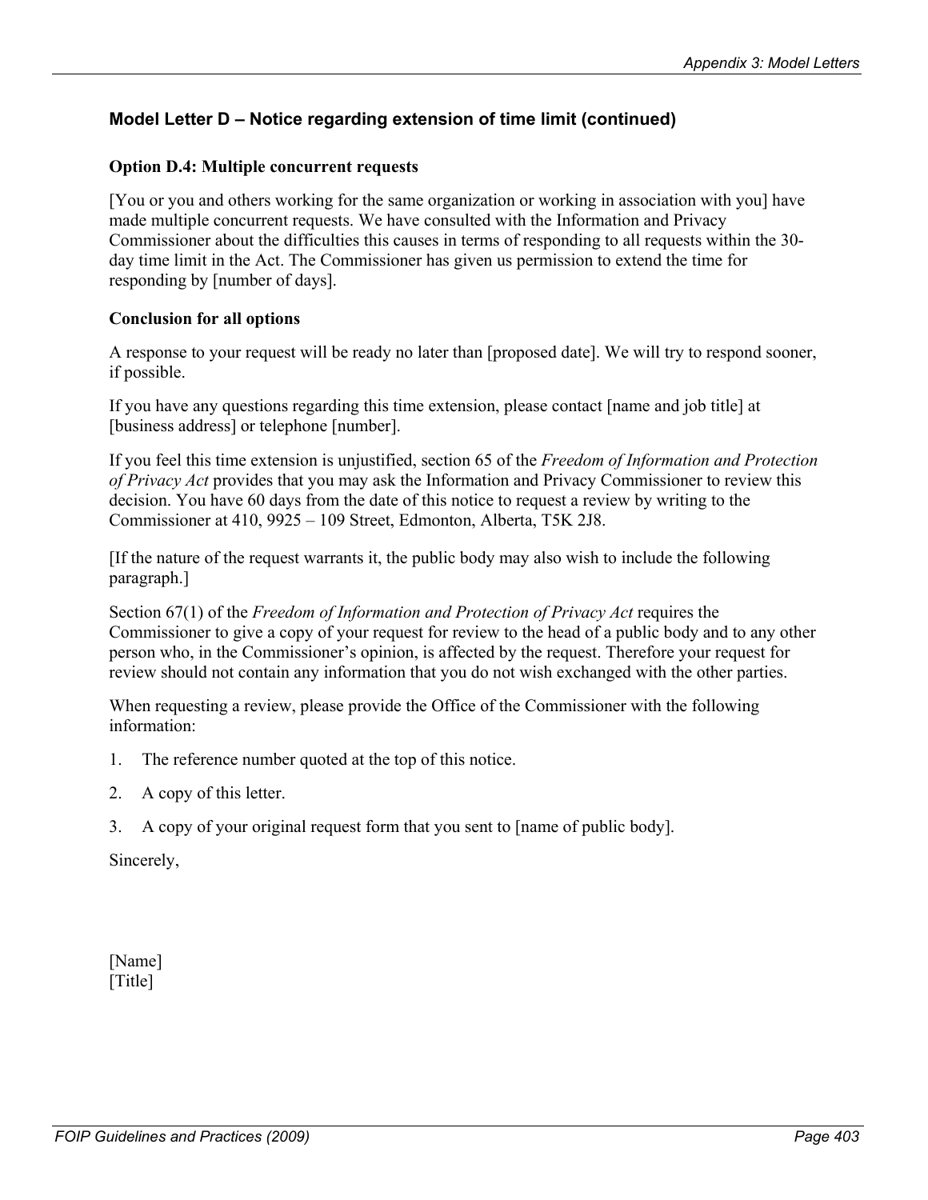## Model Letter D – Notice regarding extension of time limit (continued)

### Option D.4: Multiple concurrent requests

[You or you and others working for the same organization or working in association with you] have made multiple concurrent requests. We have consulted with the Information and Privacy Commissioner about the difficulties this causes in terms of responding to all requests within the 30-day time limit in the Act. The Commissioner has given us permission to extend the time for responding by [number of days].

### Conclusion for all options

A response to your request will be ready no later than [proposed date]. We will try to respond sooner, if possible.

If you have any questions regarding this time extension, please contact [name and job title] at [business address] or telephone [number].

If you feel this time extension is unjustified, section 65 of the *Freedom of Information and Protection of Privacy Act* provides that you may ask the Information and Privacy Commissioner to review this decision. You have 60 days from the date of this notice to request a review by writing to the Commissioner at 410, 9925 – 109 Street, Edmonton, Alberta, T5K 2J8.

[If the nature of the request warrants it, the public body may also wish to include the following paragraph.]

Section 67(1) of the *Freedom of Information and Protection of Privacy Act* requires the Commissioner to give a copy of your request for review to the head of a public body and to any other person who, in the Commissioner's opinion, is affected by the request. Therefore your request for review should not contain any information that you do not wish exchanged with the other parties.

When requesting a review, please provide the Office of the Commissioner with the following information:

1. The reference number quoted at the top of this notice.
2. A copy of this letter.
3. A copy of your original request form that you sent to [name of public body].

Sincerely,

[Name]
[Title]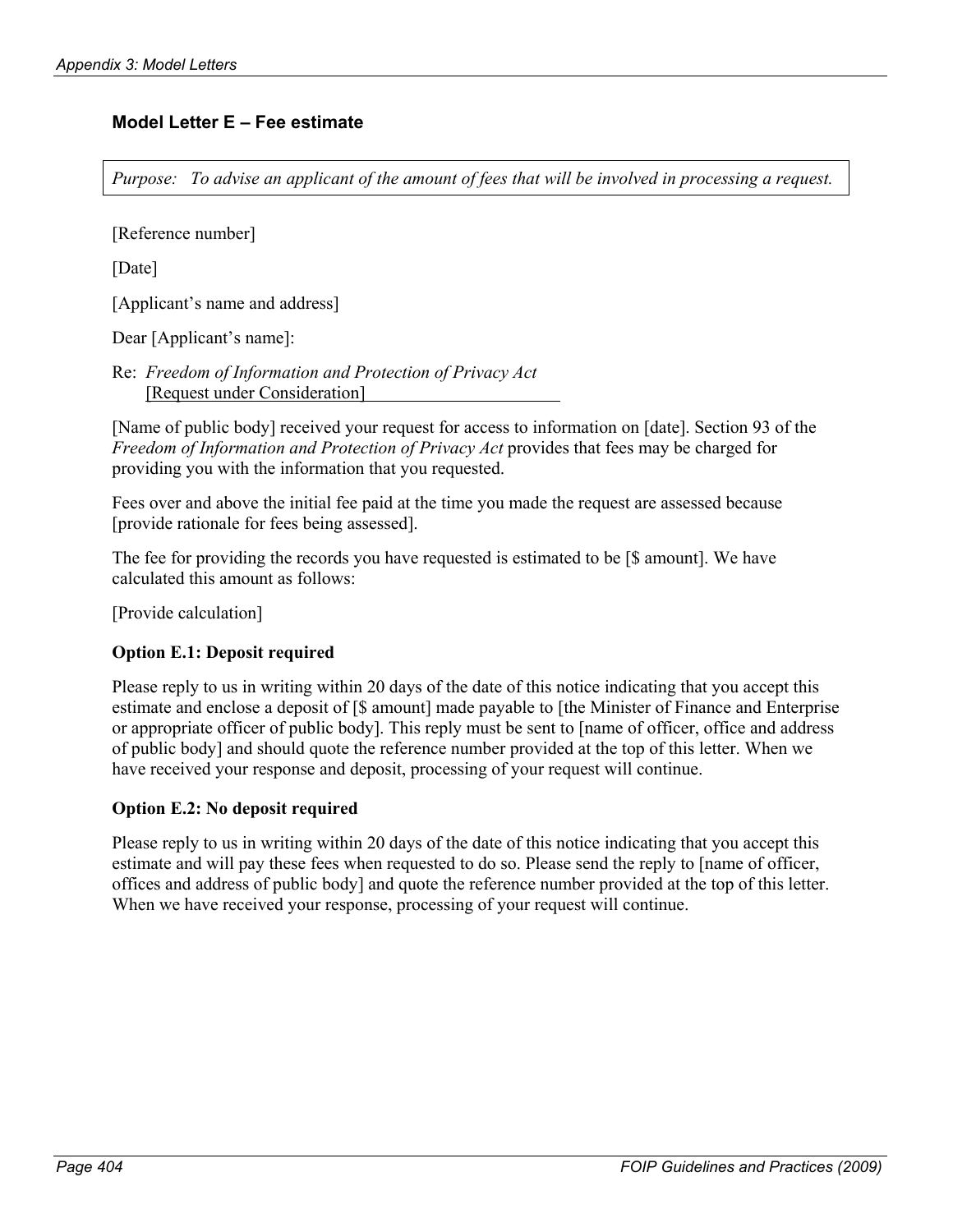### Model Letter E – Fee estimate

*Purpose: To advise an applicant of the amount of fees that will be involved in processing a request.*

[Reference number]

[Date]

[Applicant's name and address]

Dear [Applicant's name]:

Re: *Freedom of Information and Protection of Privacy Act*
[Request under Consideration]

[Name of public body] received your request for access to information on [date]. Section 93 of the *Freedom of Information and Protection of Privacy Act* provides that fees may be charged for providing you with the information that you requested.

Fees over and above the initial fee paid at the time you made the request are assessed because [provide rationale for fees being assessed].

The fee for providing the records you have requested is estimated to be [$ amount]. We have calculated this amount as follows:

[Provide calculation]

**Option E.1: Deposit required**

Please reply to us in writing within 20 days of the date of this notice indicating that you accept this estimate and enclose a deposit of [$ amount] made payable to [the Minister of Finance and Enterprise or appropriate officer of public body]. This reply must be sent to [name of officer, office and address of public body] and should quote the reference number provided at the top of this letter. When we have received your response and deposit, processing of your request will continue.

**Option E.2: No deposit required**

Please reply to us in writing within 20 days of the date of this notice indicating that you accept this estimate and will pay these fees when requested to do so. Please send the reply to [name of officer, offices and address of public body] and quote the reference number provided at the top of this letter. When we have received your response, processing of your request will continue.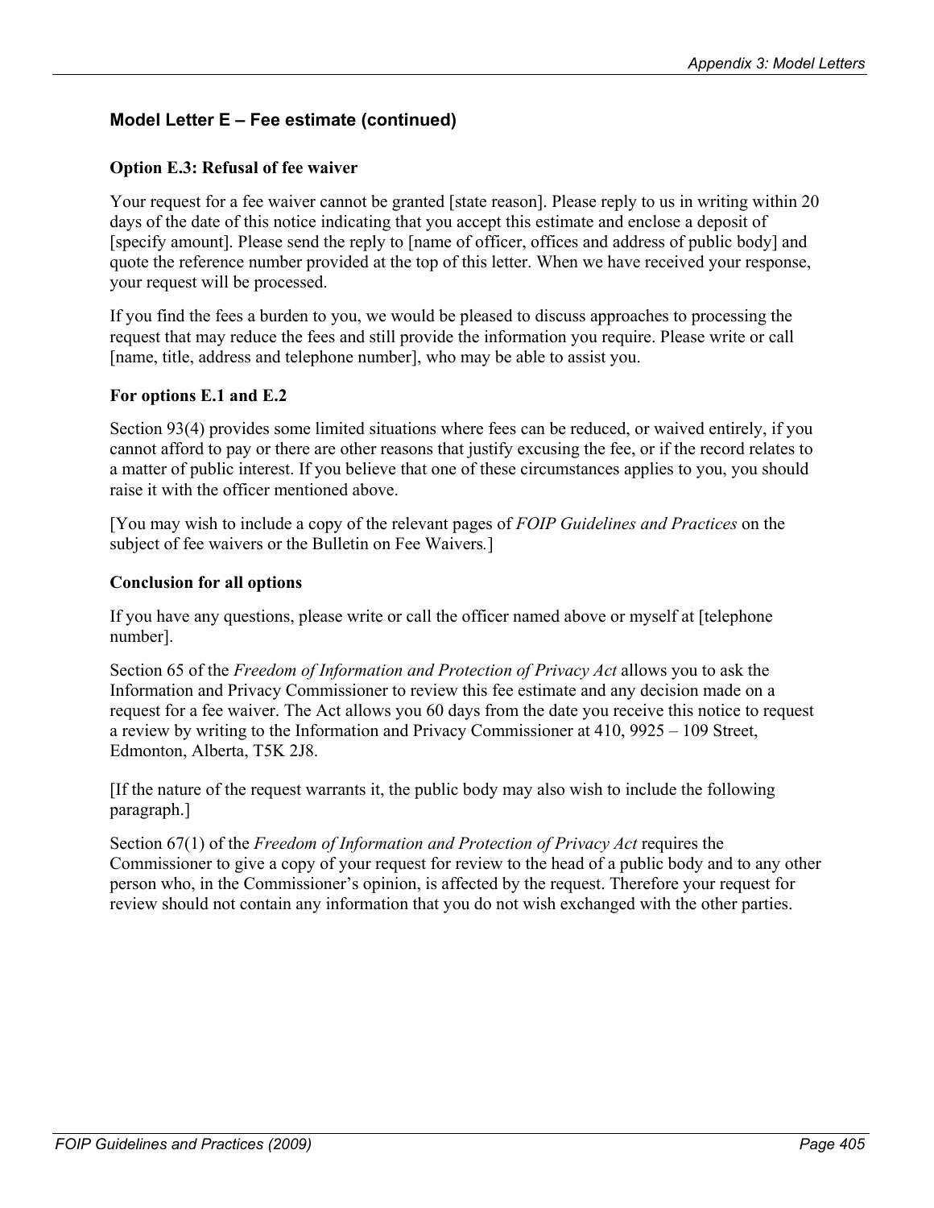## Model Letter E – Fee estimate (continued)

### Option E.3: Refusal of fee waiver

Your request for a fee waiver cannot be granted [state reason]. Please reply to us in writing within 20 days of the date of this notice indicating that you accept this estimate and enclose a deposit of [specify amount]. Please send the reply to [name of officer, offices and address of public body] and quote the reference number provided at the top of this letter. When we have received your response, your request will be processed.

If you find the fees a burden to you, we would be pleased to discuss approaches to processing the request that may reduce the fees and still provide the information you require. Please write or call [name, title, address and telephone number], who may be able to assist you.

### For options E.1 and E.2

Section 93(4) provides some limited situations where fees can be reduced, or waived entirely, if you cannot afford to pay or there are other reasons that justify excusing the fee, or if the record relates to a matter of public interest. If you believe that one of these circumstances applies to you, you should raise it with the officer mentioned above.

[You may wish to include a copy of the relevant pages of *FOIP Guidelines and Practices* on the subject of fee waivers or the Bulletin on Fee Waivers.]

### Conclusion for all options

If you have any questions, please write or call the officer named above or myself at [telephone number].

Section 65 of the *Freedom of Information and Protection of Privacy Act* allows you to ask the Information and Privacy Commissioner to review this fee estimate and any decision made on a request for a fee waiver. The Act allows you 60 days from the date you receive this notice to request a review by writing to the Information and Privacy Commissioner at 410, 9925 – 109 Street, Edmonton, Alberta, T5K 2J8.

[If the nature of the request warrants it, the public body may also wish to include the following paragraph.]

Section 67(1) of the *Freedom of Information and Protection of Privacy Act* requires the Commissioner to give a copy of your request for review to the head of a public body and to any other person who, in the Commissioner's opinion, is affected by the request. Therefore your request for review should not contain any information that you do not wish exchanged with the other parties.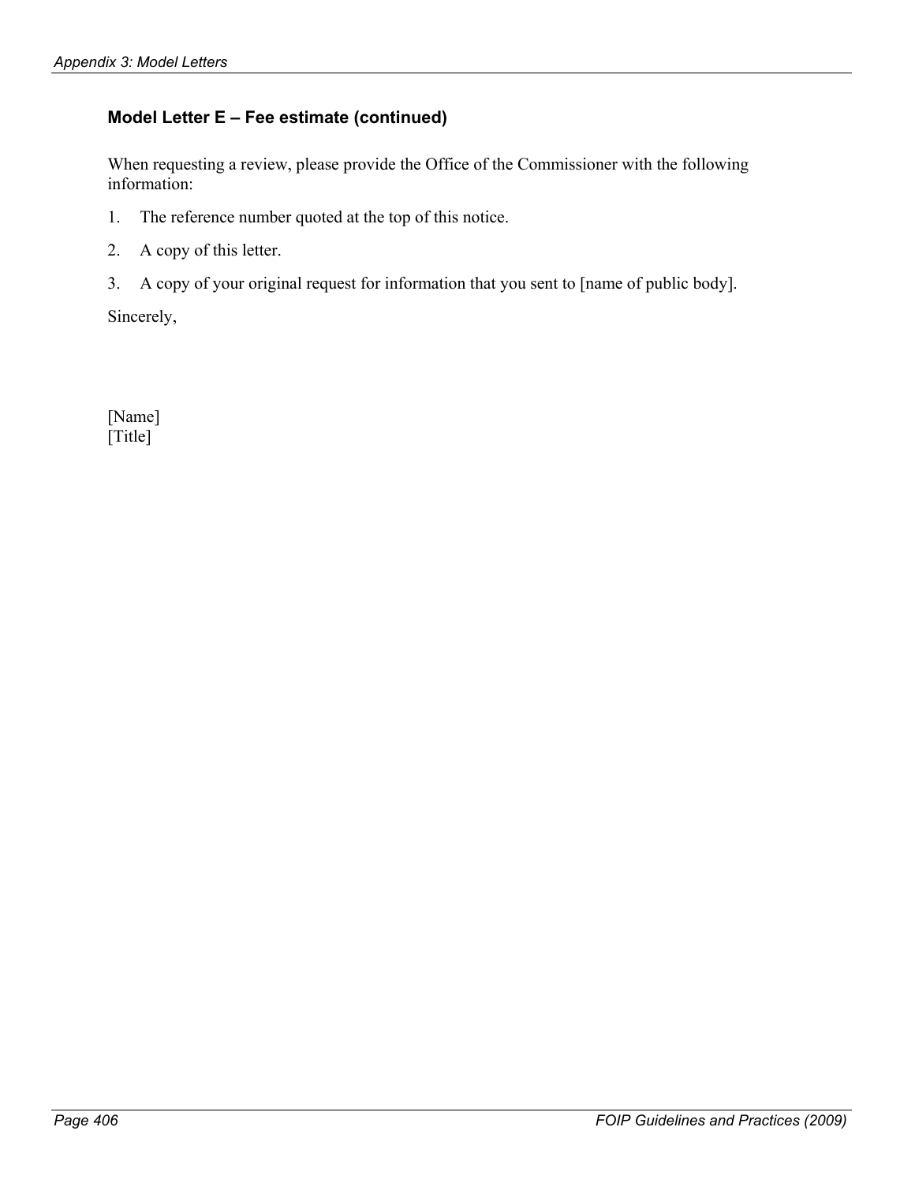### Model Letter E – Fee estimate (continued)

When requesting a review, please provide the Office of the Commissioner with the following information:

1. The reference number quoted at the top of this notice.
2. A copy of this letter.
3. A copy of your original request for information that you sent to [name of public body].

Sincerely,

[Name]
[Title]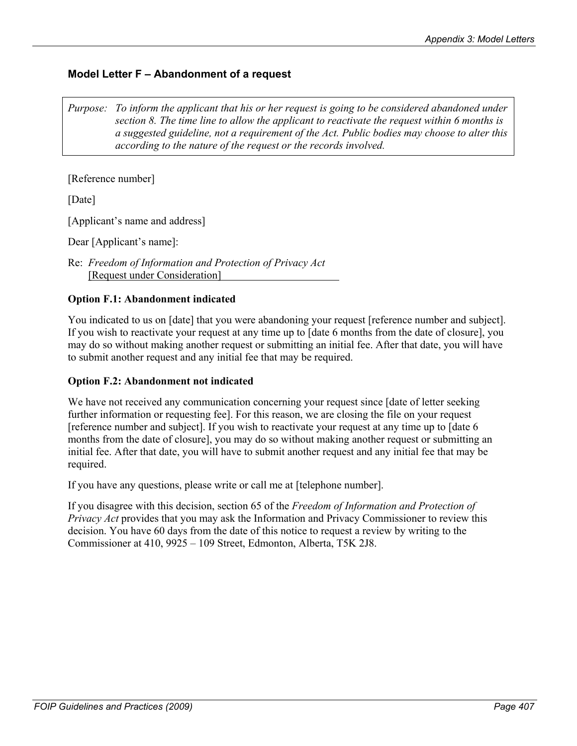## Model Letter F – Abandonment of a request

> *Purpose: To inform the applicant that his or her request is going to be considered abandoned under section 8. The time line to allow the applicant to reactivate the request within 6 months is a suggested guideline, not a requirement of the Act. Public bodies may choose to alter this according to the nature of the request or the records involved.*

[Reference number]

[Date]

[Applicant's name and address]

Dear [Applicant's name]:

Re: *Freedom of Information and Protection of Privacy Act*
[Request under Consideration]

**Option F.1: Abandonment indicated**

You indicated to us on [date] that you were abandoning your request [reference number and subject]. If you wish to reactivate your request at any time up to [date 6 months from the date of closure], you may do so without making another request or submitting an initial fee. After that date, you will have to submit another request and any initial fee that may be required.

**Option F.2: Abandonment not indicated**

We have not received any communication concerning your request since [date of letter seeking further information or requesting fee]. For this reason, we are closing the file on your request [reference number and subject]. If you wish to reactivate your request at any time up to [date 6 months from the date of closure], you may do so without making another request or submitting an initial fee. After that date, you will have to submit another request and any initial fee that may be required.

If you have any questions, please write or call me at [telephone number].

If you disagree with this decision, section 65 of the *Freedom of Information and Protection of Privacy Act* provides that you may ask the Information and Privacy Commissioner to review this decision. You have 60 days from the date of this notice to request a review by writing to the Commissioner at 410, 9925 – 109 Street, Edmonton, Alberta, T5K 2J8.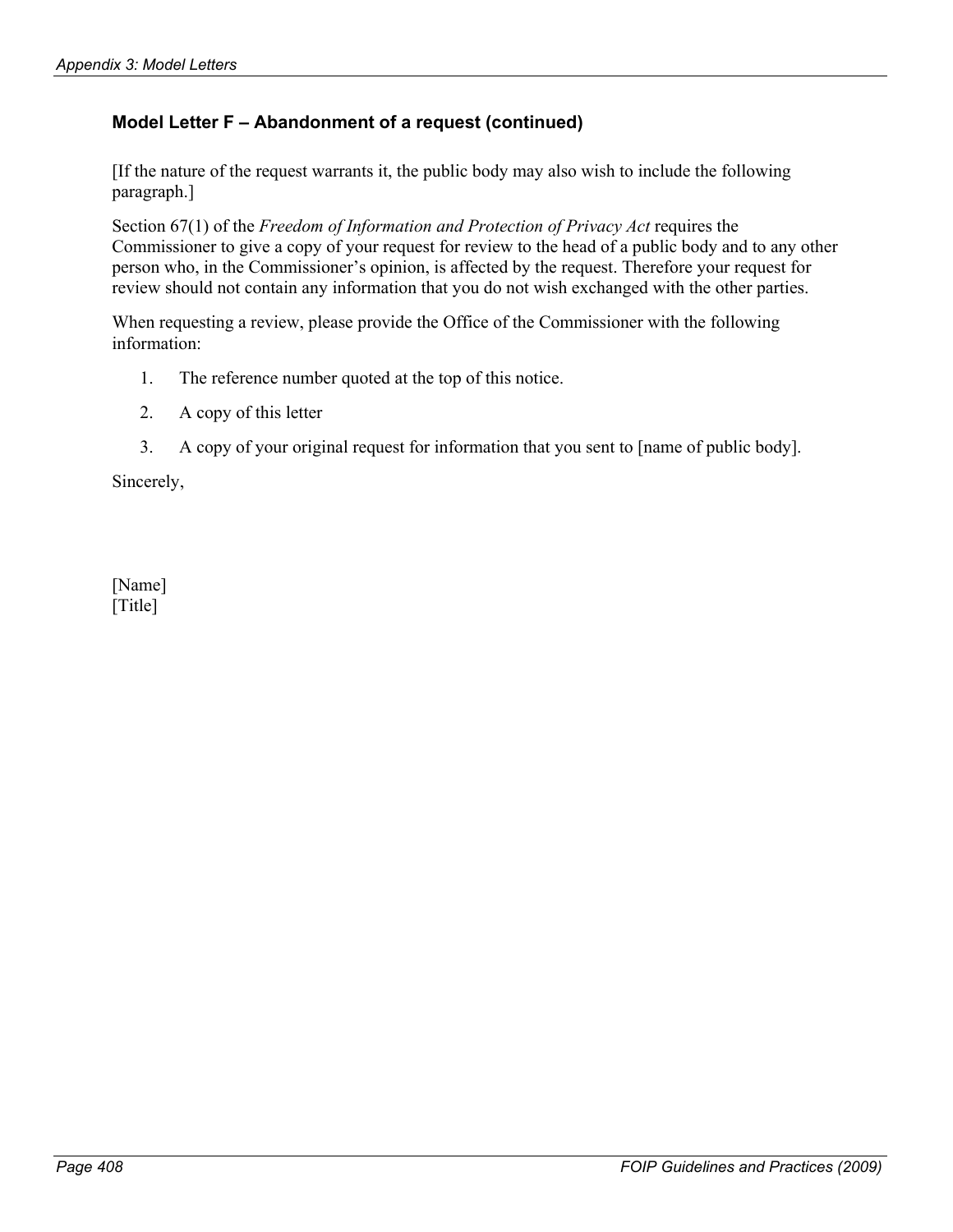### Model Letter F – Abandonment of a request (continued)

[If the nature of the request warrants it, the public body may also wish to include the following paragraph.]

Section 67(1) of the *Freedom of Information and Protection of Privacy Act* requires the Commissioner to give a copy of your request for review to the head of a public body and to any other person who, in the Commissioner's opinion, is affected by the request. Therefore your request for review should not contain any information that you do not wish exchanged with the other parties.

When requesting a review, please provide the Office of the Commissioner with the following information:

1. The reference number quoted at the top of this notice.
2. A copy of this letter
3. A copy of your original request for information that you sent to [name of public body].

Sincerely,

[Name]
[Title]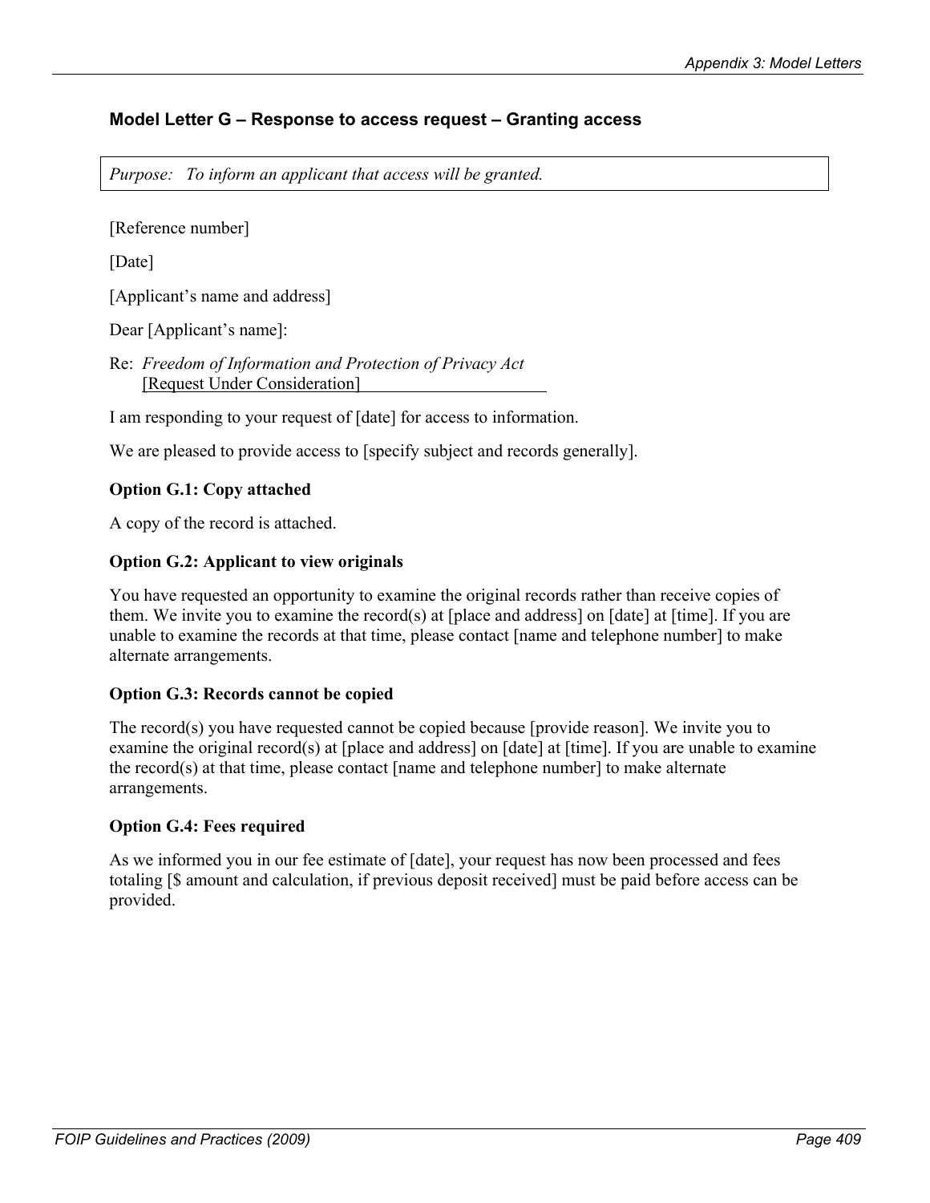## Model Letter G – Response to access request – Granting access

*Purpose: To inform an applicant that access will be granted.*

[Reference number]

[Date]

[Applicant's name and address]

Dear [Applicant's name]:

Re: *Freedom of Information and Protection of Privacy Act*
[Request Under Consideration]

I am responding to your request of [date] for access to information.

We are pleased to provide access to [specify subject and records generally].

**Option G.1: Copy attached**

A copy of the record is attached.

**Option G.2: Applicant to view originals**

You have requested an opportunity to examine the original records rather than receive copies of them. We invite you to examine the record(s) at [place and address] on [date] at [time]. If you are unable to examine the records at that time, please contact [name and telephone number] to make alternate arrangements.

**Option G.3: Records cannot be copied**

The record(s) you have requested cannot be copied because [provide reason]. We invite you to examine the original record(s) at [place and address] on [date] at [time]. If you are unable to examine the record(s) at that time, please contact [name and telephone number] to make alternate arrangements.

**Option G.4: Fees required**

As we informed you in our fee estimate of [date], your request has now been processed and fees totaling [$ amount and calculation, if previous deposit received] must be paid before access can be provided.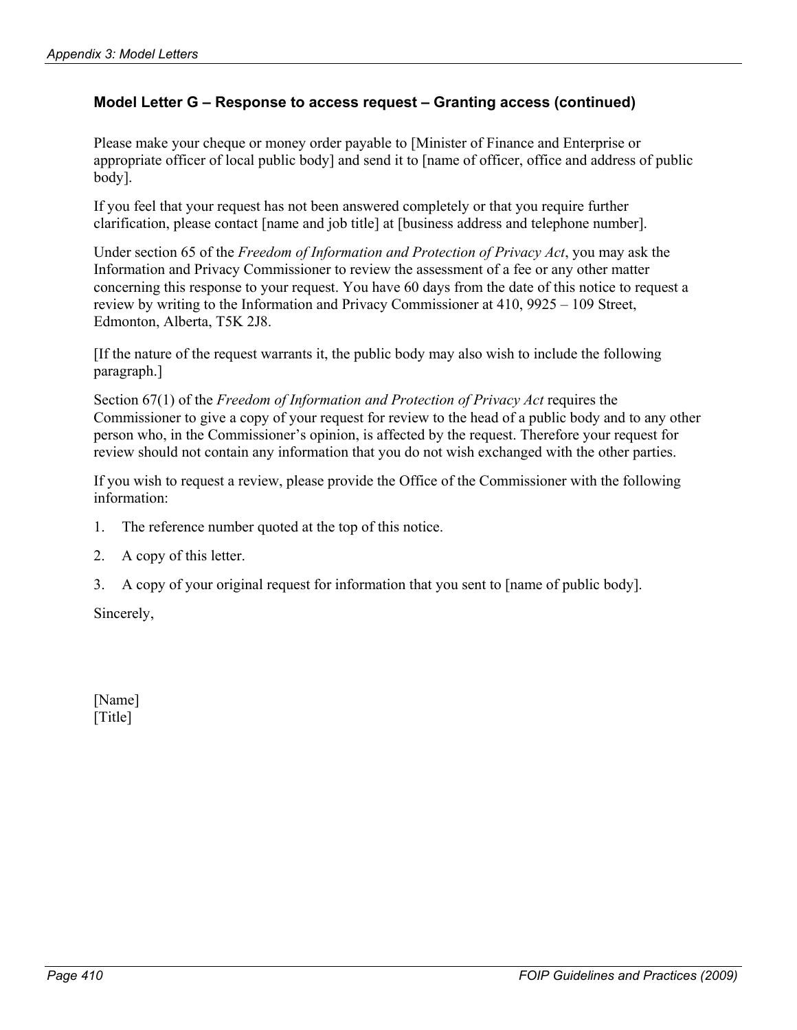### Model Letter G – Response to access request – Granting access (continued)

Please make your cheque or money order payable to [Minister of Finance and Enterprise or appropriate officer of local public body] and send it to [name of officer, office and address of public body].

If you feel that your request has not been answered completely or that you require further clarification, please contact [name and job title] at [business address and telephone number].

Under section 65 of the *Freedom of Information and Protection of Privacy Act*, you may ask the Information and Privacy Commissioner to review the assessment of a fee or any other matter concerning this response to your request. You have 60 days from the date of this notice to request a review by writing to the Information and Privacy Commissioner at 410, 9925 – 109 Street, Edmonton, Alberta, T5K 2J8.

[If the nature of the request warrants it, the public body may also wish to include the following paragraph.]

Section 67(1) of the *Freedom of Information and Protection of Privacy Act* requires the Commissioner to give a copy of your request for review to the head of a public body and to any other person who, in the Commissioner's opinion, is affected by the request. Therefore your request for review should not contain any information that you do not wish exchanged with the other parties.

If you wish to request a review, please provide the Office of the Commissioner with the following information:

1. The reference number quoted at the top of this notice.
2. A copy of this letter.
3. A copy of your original request for information that you sent to [name of public body].

Sincerely,

[Name]
[Title]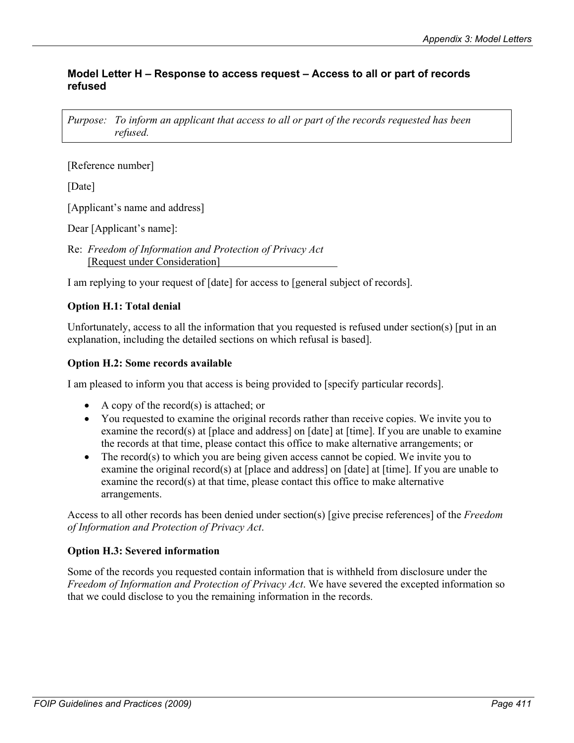### Model Letter H – Response to access request – Access to all or part of records refused

> *Purpose: To inform an applicant that access to all or part of the records requested has been refused.*

[Reference number]

[Date]

[Applicant's name and address]

Dear [Applicant's name]:

Re: *Freedom of Information and Protection of Privacy Act*
[Request under Consideration]

I am replying to your request of [date] for access to [general subject of records].

**Option H.1: Total denial**

Unfortunately, access to all the information that you requested is refused under section(s) [put in an explanation, including the detailed sections on which refusal is based].

**Option H.2: Some records available**

I am pleased to inform you that access is being provided to [specify particular records].

- A copy of the record(s) is attached; or
- You requested to examine the original records rather than receive copies. We invite you to examine the record(s) at [place and address] on [date] at [time]. If you are unable to examine the records at that time, please contact this office to make alternative arrangements; or
- The record(s) to which you are being given access cannot be copied. We invite you to examine the original record(s) at [place and address] on [date] at [time]. If you are unable to examine the record(s) at that time, please contact this office to make alternative arrangements.

Access to all other records has been denied under section(s) [give precise references] of the *Freedom of Information and Protection of Privacy Act*.

**Option H.3: Severed information**

Some of the records you requested contain information that is withheld from disclosure under the *Freedom of Information and Protection of Privacy Act*. We have severed the excepted information so that we could disclose to you the remaining information in the records.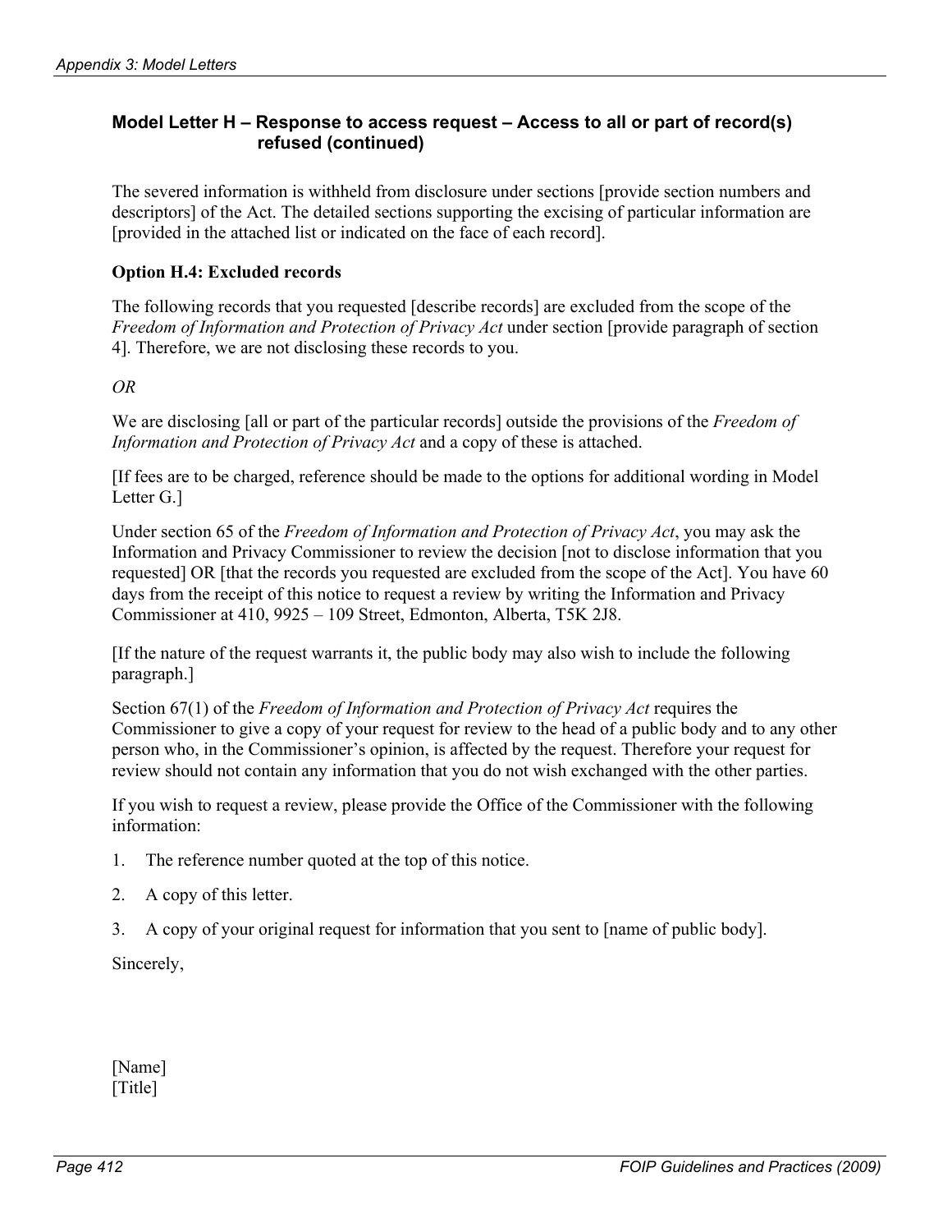### Model Letter H – Response to access request – Access to all or part of record(s) refused (continued)

The severed information is withheld from disclosure under sections [provide section numbers and descriptors] of the Act. The detailed sections supporting the excising of particular information are [provided in the attached list or indicated on the face of each record].

**Option H.4: Excluded records**

The following records that you requested [describe records] are excluded from the scope of the *Freedom of Information and Protection of Privacy Act* under section [provide paragraph of section 4]. Therefore, we are not disclosing these records to you.

*OR*

We are disclosing [all or part of the particular records] outside the provisions of the *Freedom of Information and Protection of Privacy Act* and a copy of these is attached.

[If fees are to be charged, reference should be made to the options for additional wording in Model Letter G.]

Under section 65 of the *Freedom of Information and Protection of Privacy Act*, you may ask the Information and Privacy Commissioner to review the decision [not to disclose information that you requested] OR [that the records you requested are excluded from the scope of the Act]. You have 60 days from the receipt of this notice to request a review by writing the Information and Privacy Commissioner at 410, 9925 – 109 Street, Edmonton, Alberta, T5K 2J8.

[If the nature of the request warrants it, the public body may also wish to include the following paragraph.]

Section 67(1) of the *Freedom of Information and Protection of Privacy Act* requires the Commissioner to give a copy of your request for review to the head of a public body and to any other person who, in the Commissioner's opinion, is affected by the request. Therefore your request for review should not contain any information that you do not wish exchanged with the other parties.

If you wish to request a review, please provide the Office of the Commissioner with the following information:

1. The reference number quoted at the top of this notice.
2. A copy of this letter.
3. A copy of your original request for information that you sent to [name of public body].

Sincerely,

[Name]
[Title]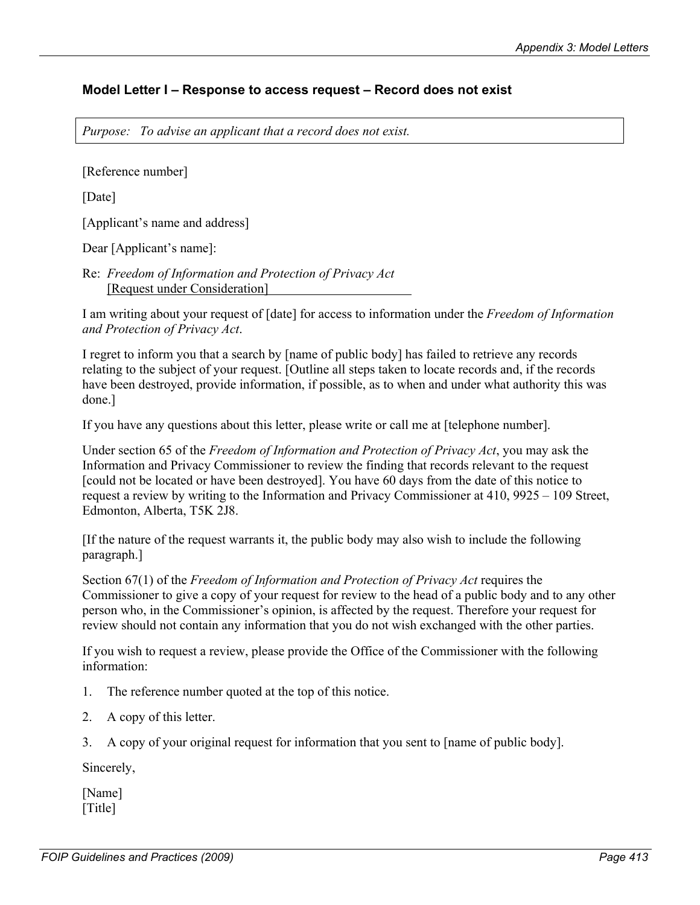### Model Letter I – Response to access request – Record does not exist

*Purpose: To advise an applicant that a record does not exist.*

[Reference number]

[Date]

[Applicant's name and address]

Dear [Applicant's name]:

Re: *Freedom of Information and Protection of Privacy Act*
[Request under Consideration]

I am writing about your request of [date] for access to information under the *Freedom of Information and Protection of Privacy Act*.

I regret to inform you that a search by [name of public body] has failed to retrieve any records relating to the subject of your request. [Outline all steps taken to locate records and, if the records have been destroyed, provide information, if possible, as to when and under what authority this was done.]

If you have any questions about this letter, please write or call me at [telephone number].

Under section 65 of the *Freedom of Information and Protection of Privacy Act*, you may ask the Information and Privacy Commissioner to review the finding that records relevant to the request [could not be located or have been destroyed]. You have 60 days from the date of this notice to request a review by writing to the Information and Privacy Commissioner at 410, 9925 – 109 Street, Edmonton, Alberta, T5K 2J8.

[If the nature of the request warrants it, the public body may also wish to include the following paragraph.]

Section 67(1) of the *Freedom of Information and Protection of Privacy Act* requires the Commissioner to give a copy of your request for review to the head of a public body and to any other person who, in the Commissioner's opinion, is affected by the request. Therefore your request for review should not contain any information that you do not wish exchanged with the other parties.

If you wish to request a review, please provide the Office of the Commissioner with the following information:

1. The reference number quoted at the top of this notice.
2. A copy of this letter.
3. A copy of your original request for information that you sent to [name of public body].

Sincerely,

[Name]
[Title]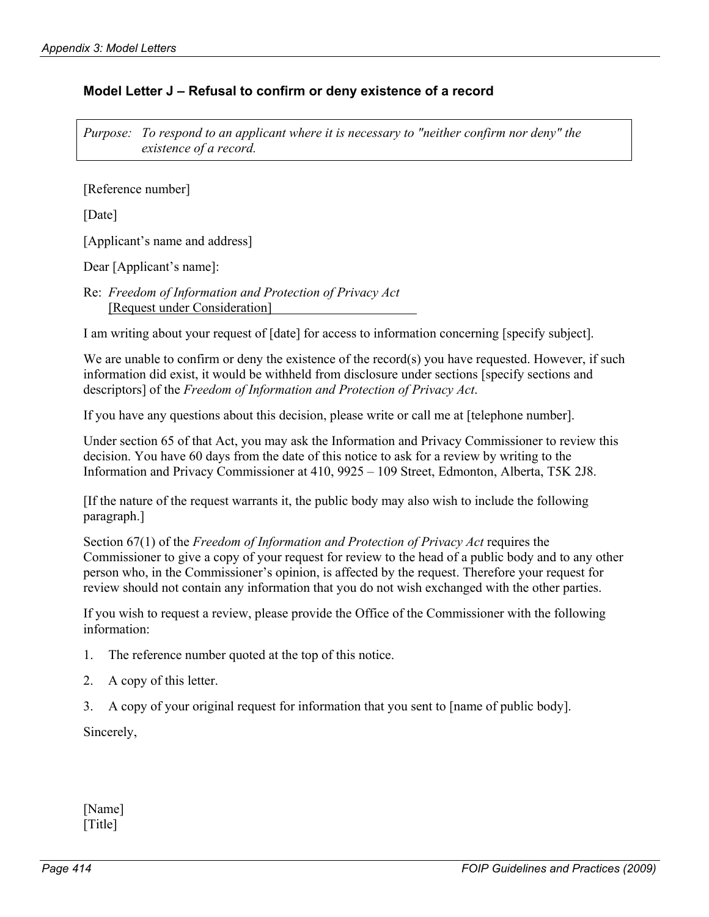## Model Letter J – Refusal to confirm or deny existence of a record

*Purpose: To respond to an applicant where it is necessary to "neither confirm nor deny" the existence of a record.*

[Reference number]

[Date]

[Applicant's name and address]

Dear [Applicant's name]:

Re: *Freedom of Information and Protection of Privacy Act*
[Request under Consideration]

I am writing about your request of [date] for access to information concerning [specify subject].

We are unable to confirm or deny the existence of the record(s) you have requested. However, if such information did exist, it would be withheld from disclosure under sections [specify sections and descriptors] of the *Freedom of Information and Protection of Privacy Act*.

If you have any questions about this decision, please write or call me at [telephone number].

Under section 65 of that Act, you may ask the Information and Privacy Commissioner to review this decision. You have 60 days from the date of this notice to ask for a review by writing to the Information and Privacy Commissioner at 410, 9925 – 109 Street, Edmonton, Alberta, T5K 2J8.

[If the nature of the request warrants it, the public body may also wish to include the following paragraph.]

Section 67(1) of the *Freedom of Information and Protection of Privacy Act* requires the Commissioner to give a copy of your request for review to the head of a public body and to any other person who, in the Commissioner's opinion, is affected by the request. Therefore your request for review should not contain any information that you do not wish exchanged with the other parties.

If you wish to request a review, please provide the Office of the Commissioner with the following information:

1. The reference number quoted at the top of this notice.
2. A copy of this letter.
3. A copy of your original request for information that you sent to [name of public body].

Sincerely,

[Name]
[Title]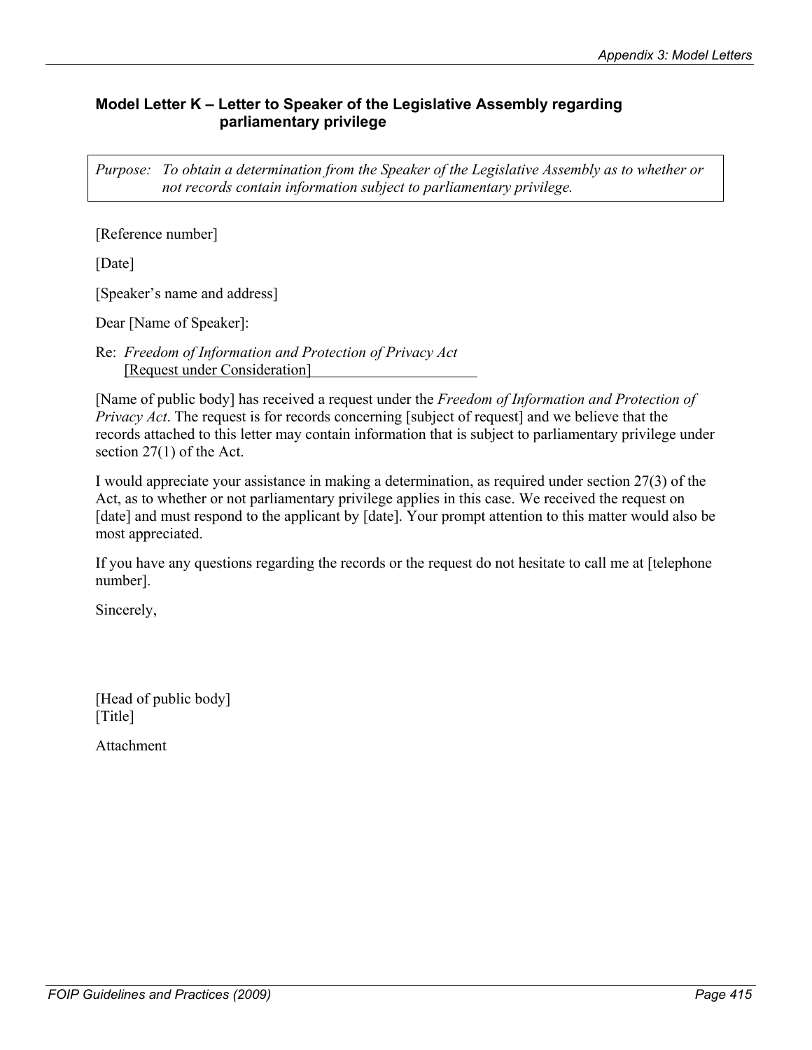### Model Letter K – Letter to Speaker of the Legislative Assembly regarding parliamentary privilege

> *Purpose: To obtain a determination from the Speaker of the Legislative Assembly as to whether or not records contain information subject to parliamentary privilege.*

[Reference number]

[Date]

[Speaker's name and address]

Dear [Name of Speaker]:

Re: *Freedom of Information and Protection of Privacy Act*
[Request under Consideration]

[Name of public body] has received a request under the *Freedom of Information and Protection of Privacy Act*. The request is for records concerning [subject of request] and we believe that the records attached to this letter may contain information that is subject to parliamentary privilege under section 27(1) of the Act.

I would appreciate your assistance in making a determination, as required under section 27(3) of the Act, as to whether or not parliamentary privilege applies in this case. We received the request on [date] and must respond to the applicant by [date]. Your prompt attention to this matter would also be most appreciated.

If you have any questions regarding the records or the request do not hesitate to call me at [telephone number].

Sincerely,

[Head of public body]
[Title]

Attachment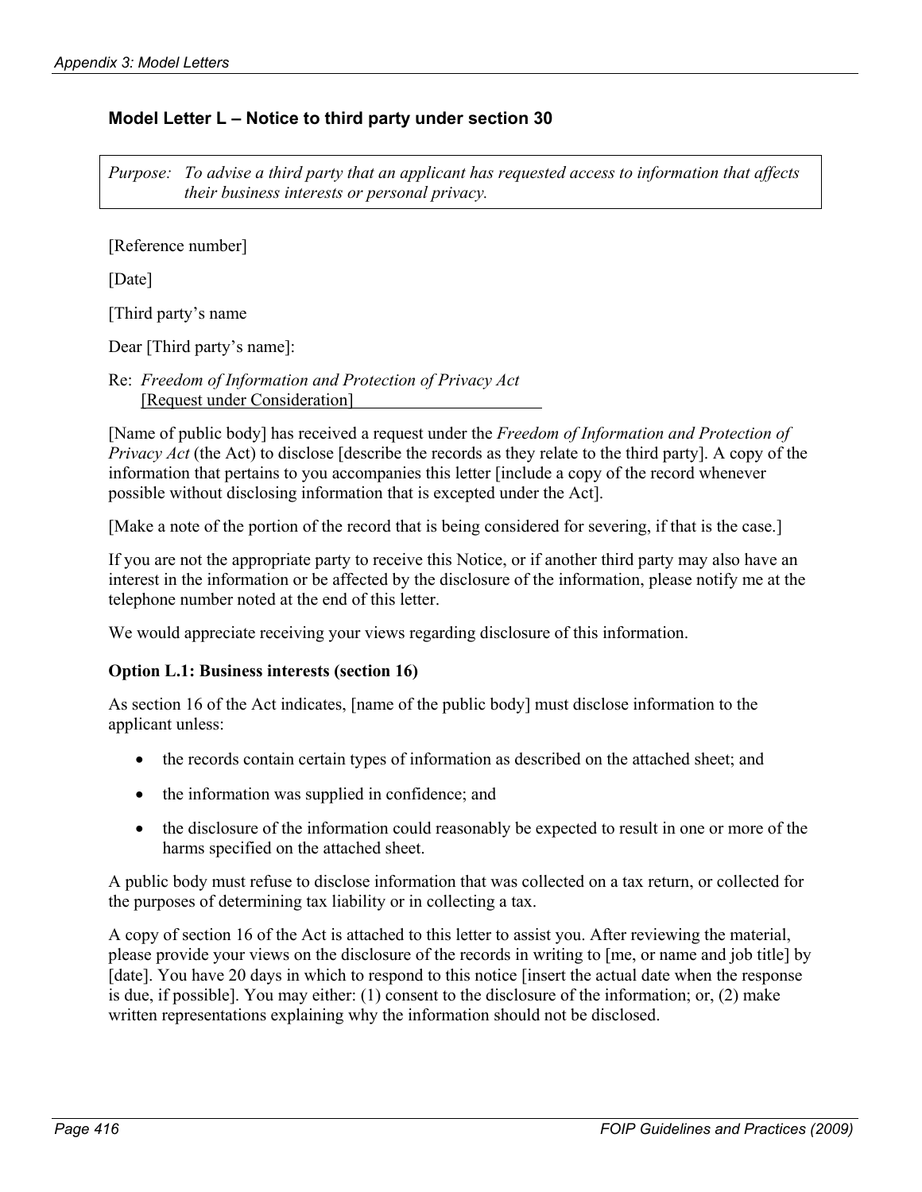## Model Letter L – Notice to third party under section 30

*Purpose: To advise a third party that an applicant has requested access to information that affects their business interests or personal privacy.*

[Reference number]

[Date]

[Third party's name

Dear [Third party's name]:

Re: *Freedom of Information and Protection of Privacy Act*
[Request under Consideration]

[Name of public body] has received a request under the *Freedom of Information and Protection of Privacy Act* (the Act) to disclose [describe the records as they relate to the third party]. A copy of the information that pertains to you accompanies this letter [include a copy of the record whenever possible without disclosing information that is excepted under the Act].

[Make a note of the portion of the record that is being considered for severing, if that is the case.]

If you are not the appropriate party to receive this Notice, or if another third party may also have an interest in the information or be affected by the disclosure of the information, please notify me at the telephone number noted at the end of this letter.

We would appreciate receiving your views regarding disclosure of this information.

**Option L.1: Business interests (section 16)**

As section 16 of the Act indicates, [name of the public body] must disclose information to the applicant unless:

- the records contain certain types of information as described on the attached sheet; and
- the information was supplied in confidence; and
- the disclosure of the information could reasonably be expected to result in one or more of the harms specified on the attached sheet.

A public body must refuse to disclose information that was collected on a tax return, or collected for the purposes of determining tax liability or in collecting a tax.

A copy of section 16 of the Act is attached to this letter to assist you. After reviewing the material, please provide your views on the disclosure of the records in writing to [me, or name and job title] by [date]. You have 20 days in which to respond to this notice [insert the actual date when the response is due, if possible]. You may either: (1) consent to the disclosure of the information; or, (2) make written representations explaining why the information should not be disclosed.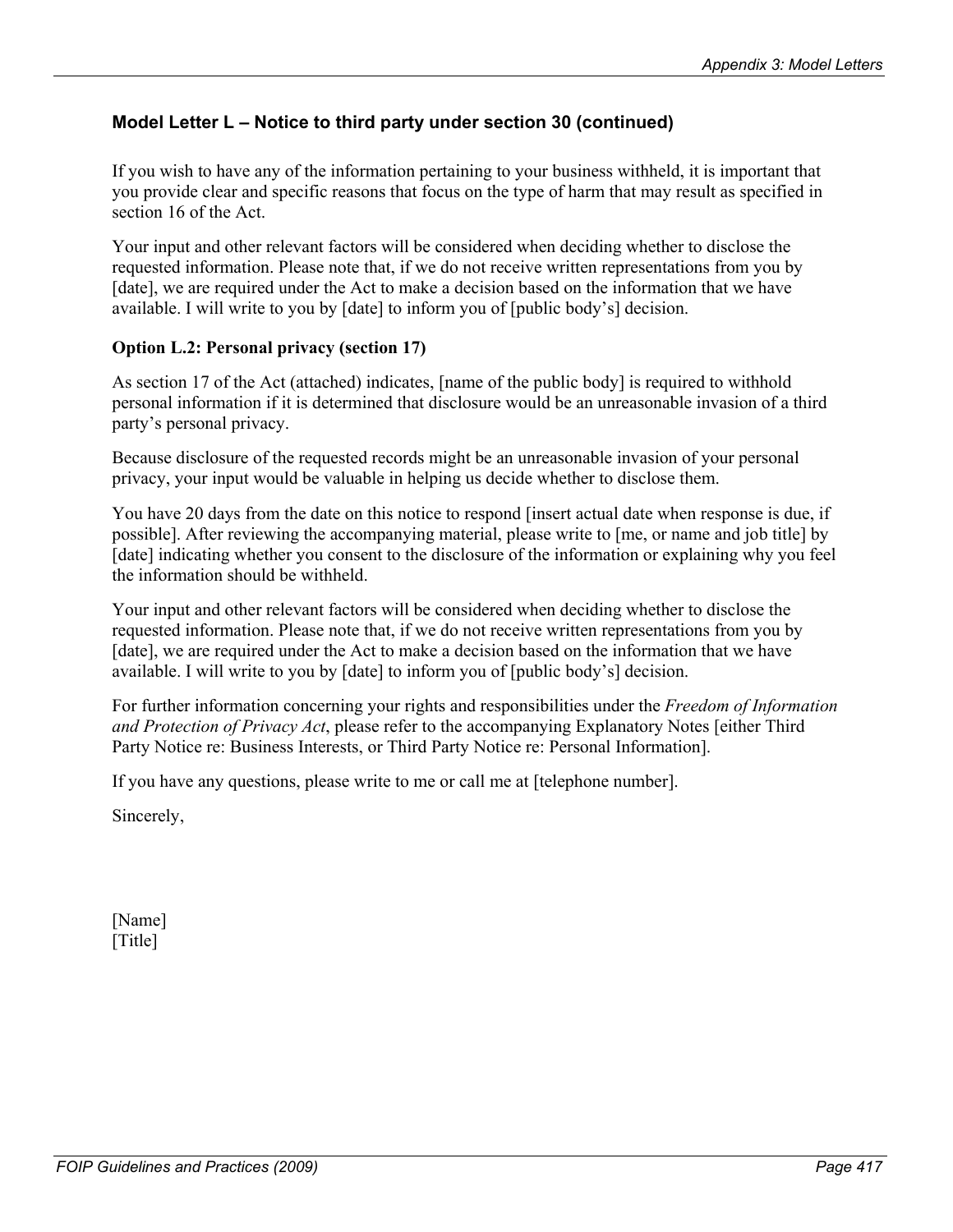## Model Letter L – Notice to third party under section 30 (continued)

If you wish to have any of the information pertaining to your business withheld, it is important that you provide clear and specific reasons that focus on the type of harm that may result as specified in section 16 of the Act.

Your input and other relevant factors will be considered when deciding whether to disclose the requested information. Please note that, if we do not receive written representations from you by [date], we are required under the Act to make a decision based on the information that we have available. I will write to you by [date] to inform you of [public body's] decision.

**Option L.2: Personal privacy (section 17)**

As section 17 of the Act (attached) indicates, [name of the public body] is required to withhold personal information if it is determined that disclosure would be an unreasonable invasion of a third party's personal privacy.

Because disclosure of the requested records might be an unreasonable invasion of your personal privacy, your input would be valuable in helping us decide whether to disclose them.

You have 20 days from the date on this notice to respond [insert actual date when response is due, if possible]. After reviewing the accompanying material, please write to [me, or name and job title] by [date] indicating whether you consent to the disclosure of the information or explaining why you feel the information should be withheld.

Your input and other relevant factors will be considered when deciding whether to disclose the requested information. Please note that, if we do not receive written representations from you by [date], we are required under the Act to make a decision based on the information that we have available. I will write to you by [date] to inform you of [public body's] decision.

For further information concerning your rights and responsibilities under the *Freedom of Information and Protection of Privacy Act*, please refer to the accompanying Explanatory Notes [either Third Party Notice re: Business Interests, or Third Party Notice re: Personal Information].

If you have any questions, please write to me or call me at [telephone number].

Sincerely,

[Name]
[Title]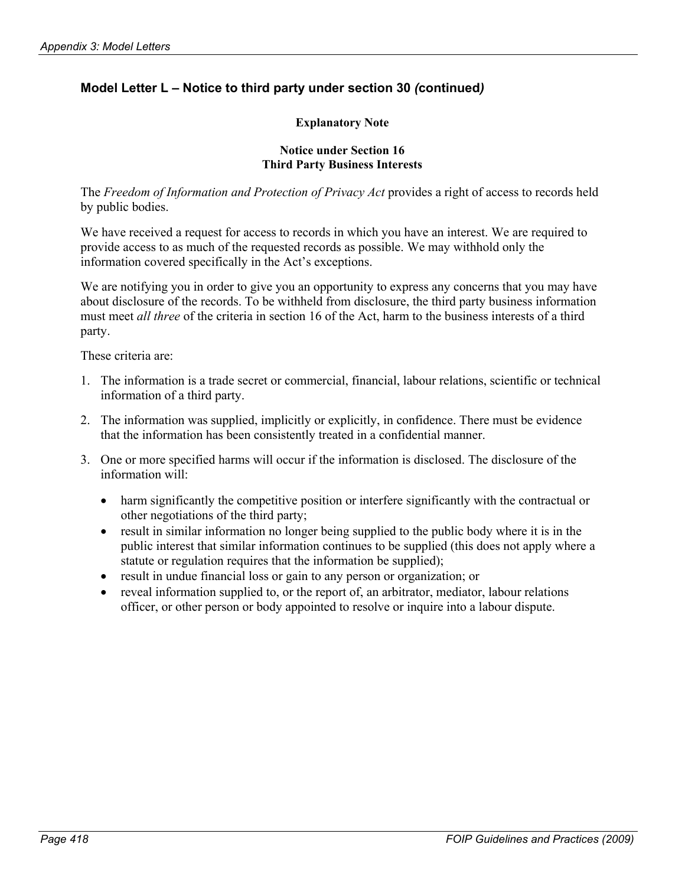## Model Letter L – Notice to third party under section 30 *(continued)*

**Explanatory Note**

**Notice under Section 16**
**Third Party Business Interests**

The *Freedom of Information and Protection of Privacy Act* provides a right of access to records held by public bodies.

We have received a request for access to records in which you have an interest. We are required to provide access to as much of the requested records as possible. We may withhold only the information covered specifically in the Act's exceptions.

We are notifying you in order to give you an opportunity to express any concerns that you may have about disclosure of the records. To be withheld from disclosure, the third party business information must meet *all three* of the criteria in section 16 of the Act, harm to the business interests of a third party.

These criteria are:

1. The information is a trade secret or commercial, financial, labour relations, scientific or technical information of a third party.
2. The information was supplied, implicitly or explicitly, in confidence. There must be evidence that the information has been consistently treated in a confidential manner.
3. One or more specified harms will occur if the information is disclosed. The disclosure of the information will:
   - harm significantly the competitive position or interfere significantly with the contractual or other negotiations of the third party;
   - result in similar information no longer being supplied to the public body where it is in the public interest that similar information continues to be supplied (this does not apply where a statute or regulation requires that the information be supplied);
   - result in undue financial loss or gain to any person or organization; or
   - reveal information supplied to, or the report of, an arbitrator, mediator, labour relations officer, or other person or body appointed to resolve or inquire into a labour dispute.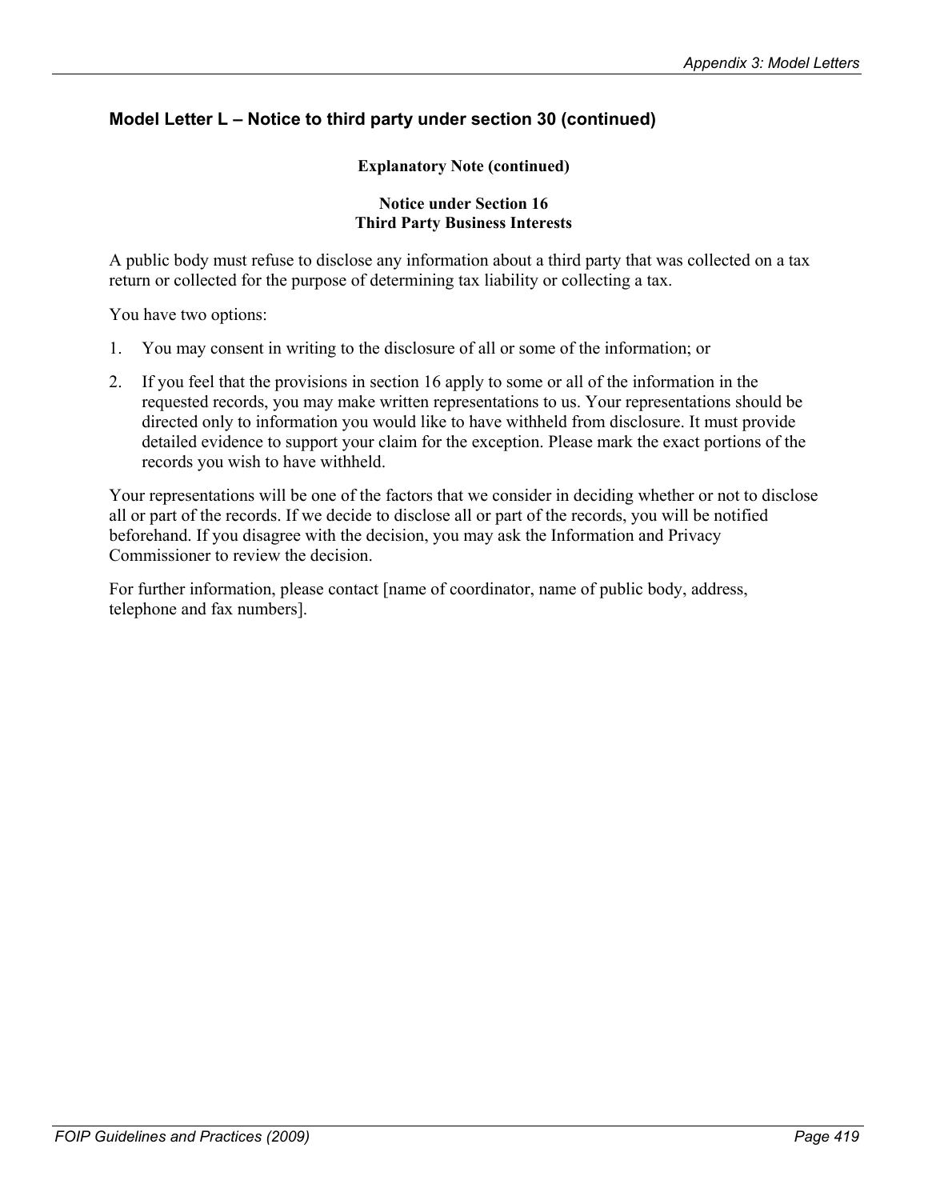## Model Letter L – Notice to third party under section 30 (continued)

**Explanatory Note (continued)**

**Notice under Section 16**
**Third Party Business Interests**

A public body must refuse to disclose any information about a third party that was collected on a tax return or collected for the purpose of determining tax liability or collecting a tax.

You have two options:

1. You may consent in writing to the disclosure of all or some of the information; or
2. If you feel that the provisions in section 16 apply to some or all of the information in the requested records, you may make written representations to us. Your representations should be directed only to information you would like to have withheld from disclosure. It must provide detailed evidence to support your claim for the exception. Please mark the exact portions of the records you wish to have withheld.

Your representations will be one of the factors that we consider in deciding whether or not to disclose all or part of the records. If we decide to disclose all or part of the records, you will be notified beforehand. If you disagree with the decision, you may ask the Information and Privacy Commissioner to review the decision.

For further information, please contact [name of coordinator, name of public body, address, telephone and fax numbers].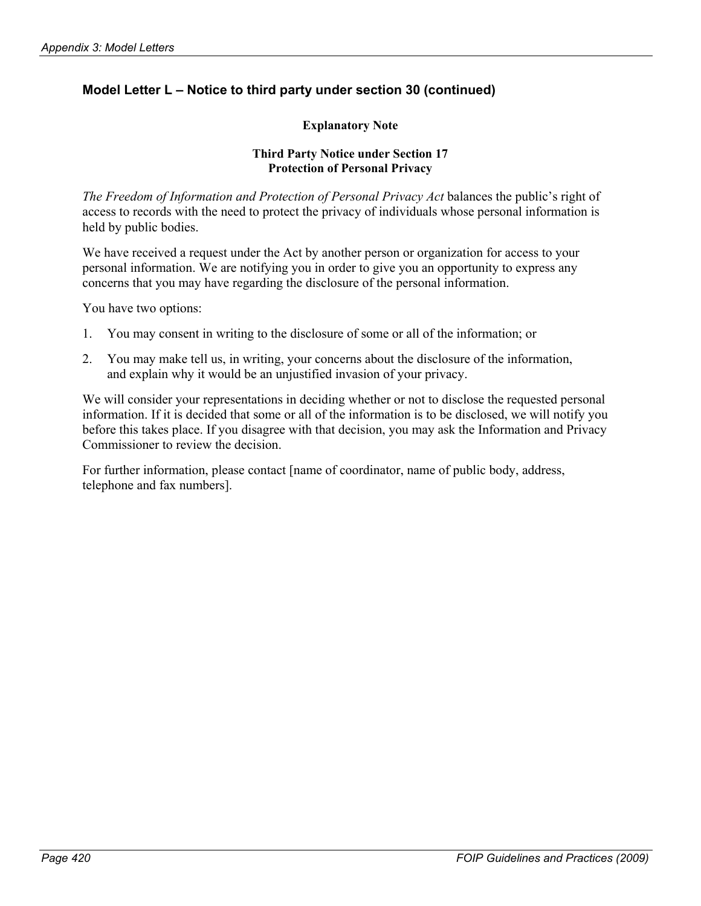## Model Letter L – Notice to third party under section 30 (continued)

**Explanatory Note**

**Third Party Notice under Section 17**
**Protection of Personal Privacy**

*The Freedom of Information and Protection of Personal Privacy Act* balances the public's right of access to records with the need to protect the privacy of individuals whose personal information is held by public bodies.

We have received a request under the Act by another person or organization for access to your personal information. We are notifying you in order to give you an opportunity to express any concerns that you may have regarding the disclosure of the personal information.

You have two options:

1. You may consent in writing to the disclosure of some or all of the information; or
2. You may make tell us, in writing, your concerns about the disclosure of the information, and explain why it would be an unjustified invasion of your privacy.

We will consider your representations in deciding whether or not to disclose the requested personal information. If it is decided that some or all of the information is to be disclosed, we will notify you before this takes place. If you disagree with that decision, you may ask the Information and Privacy Commissioner to review the decision.

For further information, please contact [name of coordinator, name of public body, address, telephone and fax numbers].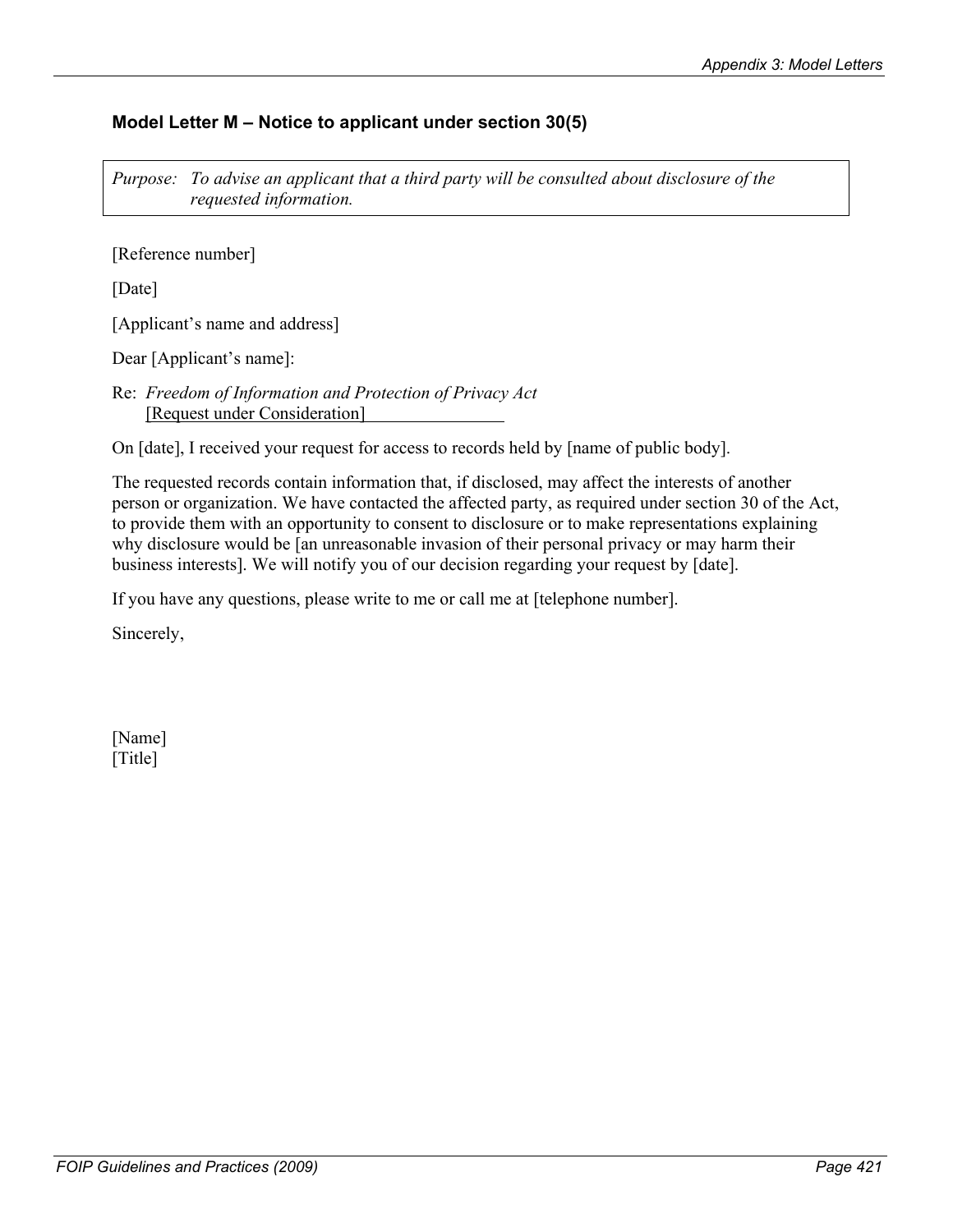### Model Letter M – Notice to applicant under section 30(5)

*Purpose: To advise an applicant that a third party will be consulted about disclosure of the requested information.*

[Reference number]

[Date]

[Applicant's name and address]

Dear [Applicant's name]:

Re: *Freedom of Information and Protection of Privacy Act*
[Request under Consideration]

On [date], I received your request for access to records held by [name of public body].

The requested records contain information that, if disclosed, may affect the interests of another person or organization. We have contacted the affected party, as required under section 30 of the Act, to provide them with an opportunity to consent to disclosure or to make representations explaining why disclosure would be [an unreasonable invasion of their personal privacy or may harm their business interests]. We will notify you of our decision regarding your request by [date].

If you have any questions, please write to me or call me at [telephone number].

Sincerely,

[Name]
[Title]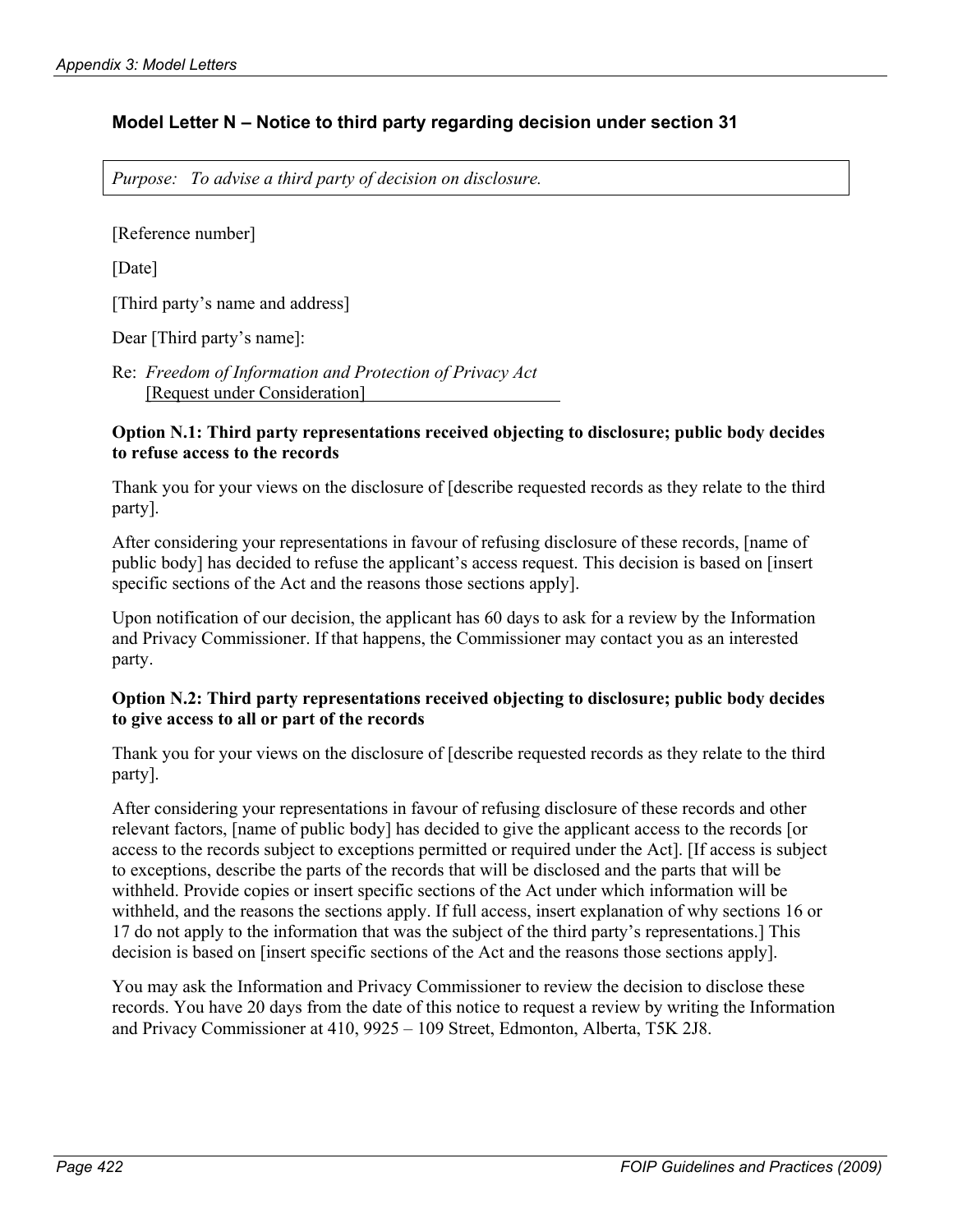## Model Letter N – Notice to third party regarding decision under section 31

*Purpose: To advise a third party of decision on disclosure.*

[Reference number]

[Date]

[Third party's name and address]

Dear [Third party's name]:

Re: *Freedom of Information and Protection of Privacy Act*
[Request under Consideration]

**Option N.1: Third party representations received objecting to disclosure; public body decides to refuse access to the records**

Thank you for your views on the disclosure of [describe requested records as they relate to the third party].

After considering your representations in favour of refusing disclosure of these records, [name of public body] has decided to refuse the applicant's access request. This decision is based on [insert specific sections of the Act and the reasons those sections apply].

Upon notification of our decision, the applicant has 60 days to ask for a review by the Information and Privacy Commissioner. If that happens, the Commissioner may contact you as an interested party.

**Option N.2: Third party representations received objecting to disclosure; public body decides to give access to all or part of the records**

Thank you for your views on the disclosure of [describe requested records as they relate to the third party].

After considering your representations in favour of refusing disclosure of these records and other relevant factors, [name of public body] has decided to give the applicant access to the records [or access to the records subject to exceptions permitted or required under the Act]. [If access is subject to exceptions, describe the parts of the records that will be disclosed and the parts that will be withheld. Provide copies or insert specific sections of the Act under which information will be withheld, and the reasons the sections apply. If full access, insert explanation of why sections 16 or 17 do not apply to the information that was the subject of the third party's representations.] This decision is based on [insert specific sections of the Act and the reasons those sections apply].

You may ask the Information and Privacy Commissioner to review the decision to disclose these records. You have 20 days from the date of this notice to request a review by writing the Information and Privacy Commissioner at 410, 9925 – 109 Street, Edmonton, Alberta, T5K 2J8.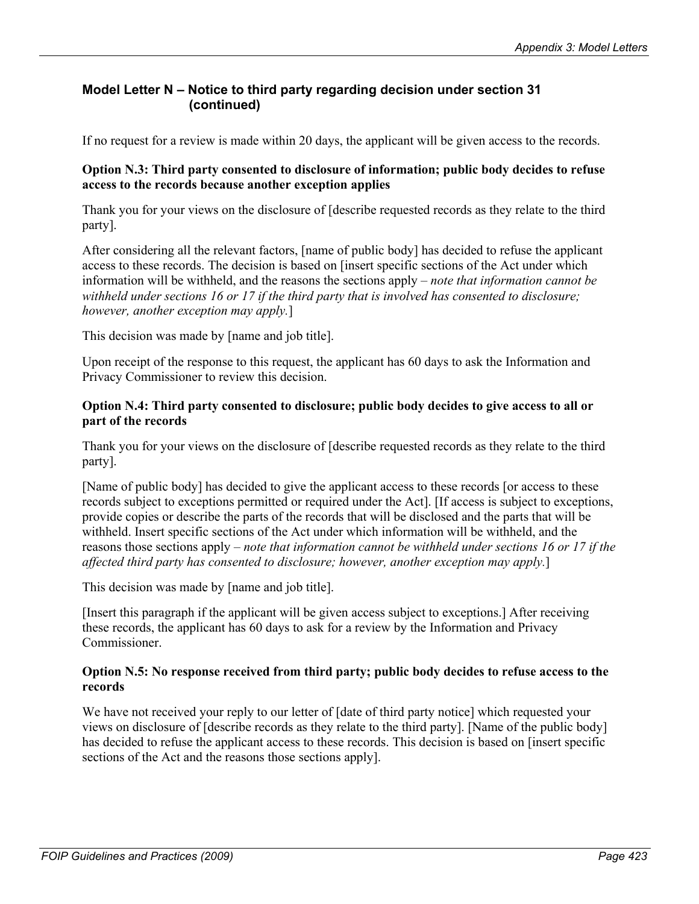## Model Letter N – Notice to third party regarding decision under section 31 (continued)

If no request for a review is made within 20 days, the applicant will be given access to the records.

**Option N.3: Third party consented to disclosure of information; public body decides to refuse access to the records because another exception applies**

Thank you for your views on the disclosure of [describe requested records as they relate to the third party].

After considering all the relevant factors, [name of public body] has decided to refuse the applicant access to these records. The decision is based on [insert specific sections of the Act under which information will be withheld, and the reasons the sections apply – *note that information cannot be withheld under sections 16 or 17 if the third party that is involved has consented to disclosure; however, another exception may apply.*]

This decision was made by [name and job title].

Upon receipt of the response to this request, the applicant has 60 days to ask the Information and Privacy Commissioner to review this decision.

**Option N.4: Third party consented to disclosure; public body decides to give access to all or part of the records**

Thank you for your views on the disclosure of [describe requested records as they relate to the third party].

[Name of public body] has decided to give the applicant access to these records [or access to these records subject to exceptions permitted or required under the Act]. [If access is subject to exceptions, provide copies or describe the parts of the records that will be disclosed and the parts that will be withheld. Insert specific sections of the Act under which information will be withheld, and the reasons those sections apply – *note that information cannot be withheld under sections 16 or 17 if the affected third party has consented to disclosure; however, another exception may apply.*]

This decision was made by [name and job title].

[Insert this paragraph if the applicant will be given access subject to exceptions.] After receiving these records, the applicant has 60 days to ask for a review by the Information and Privacy Commissioner.

**Option N.5: No response received from third party; public body decides to refuse access to the records**

We have not received your reply to our letter of [date of third party notice] which requested your views on disclosure of [describe records as they relate to the third party]. [Name of the public body] has decided to refuse the applicant access to these records. This decision is based on [insert specific sections of the Act and the reasons those sections apply].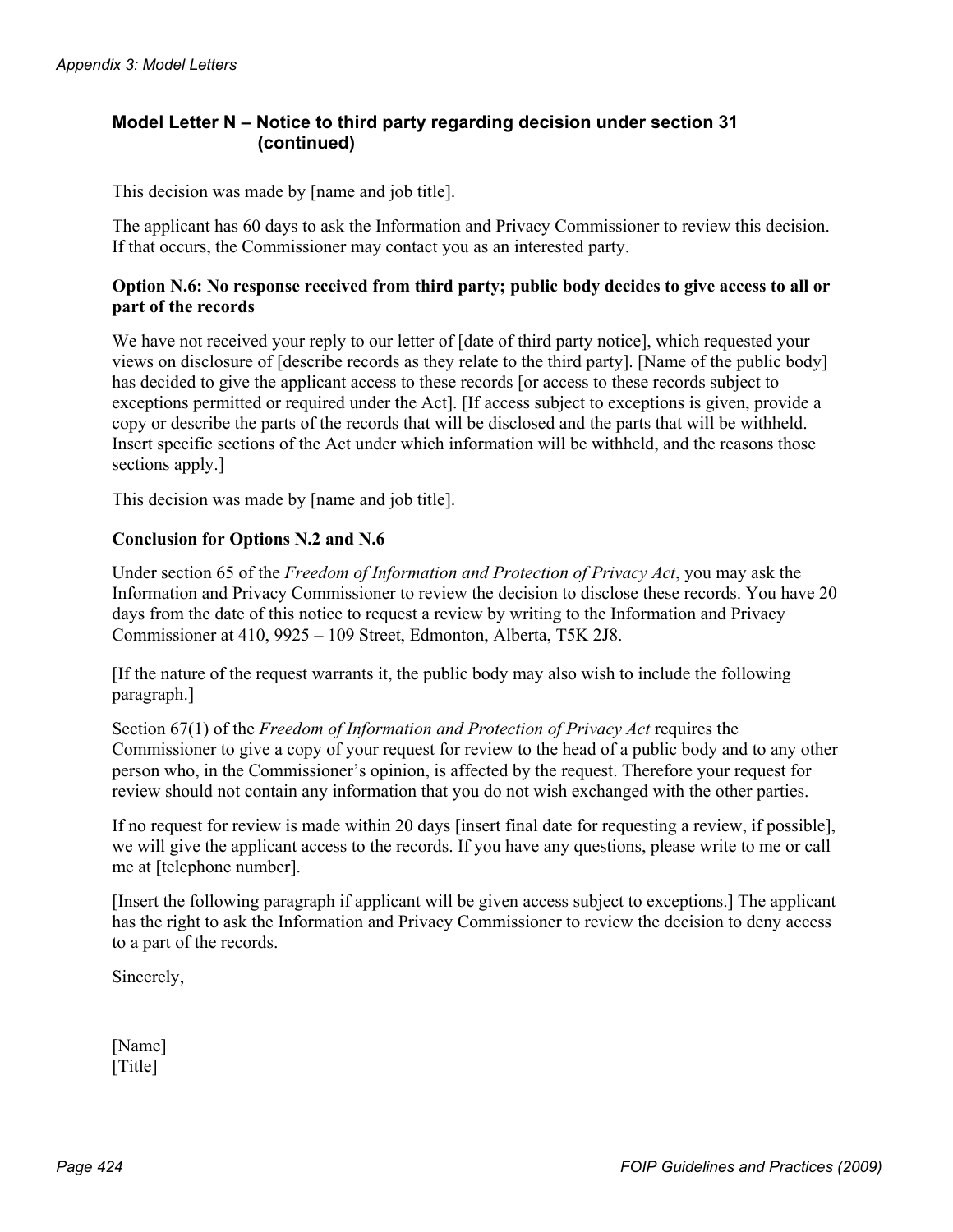## Model Letter N – Notice to third party regarding decision under section 31 (continued)

This decision was made by [name and job title].

The applicant has 60 days to ask the Information and Privacy Commissioner to review this decision. If that occurs, the Commissioner may contact you as an interested party.

**Option N.6: No response received from third party; public body decides to give access to all or part of the records**

We have not received your reply to our letter of [date of third party notice], which requested your views on disclosure of [describe records as they relate to the third party]. [Name of the public body] has decided to give the applicant access to these records [or access to these records subject to exceptions permitted or required under the Act]. [If access subject to exceptions is given, provide a copy or describe the parts of the records that will be disclosed and the parts that will be withheld. Insert specific sections of the Act under which information will be withheld, and the reasons those sections apply.]

This decision was made by [name and job title].

**Conclusion for Options N.2 and N.6**

Under section 65 of the *Freedom of Information and Protection of Privacy Act*, you may ask the Information and Privacy Commissioner to review the decision to disclose these records. You have 20 days from the date of this notice to request a review by writing to the Information and Privacy Commissioner at 410, 9925 – 109 Street, Edmonton, Alberta, T5K 2J8.

[If the nature of the request warrants it, the public body may also wish to include the following paragraph.]

Section 67(1) of the *Freedom of Information and Protection of Privacy Act* requires the Commissioner to give a copy of your request for review to the head of a public body and to any other person who, in the Commissioner's opinion, is affected by the request. Therefore your request for review should not contain any information that you do not wish exchanged with the other parties.

If no request for review is made within 20 days [insert final date for requesting a review, if possible], we will give the applicant access to the records. If you have any questions, please write to me or call me at [telephone number].

[Insert the following paragraph if applicant will be given access subject to exceptions.] The applicant has the right to ask the Information and Privacy Commissioner to review the decision to deny access to a part of the records.

Sincerely,

[Name]
[Title]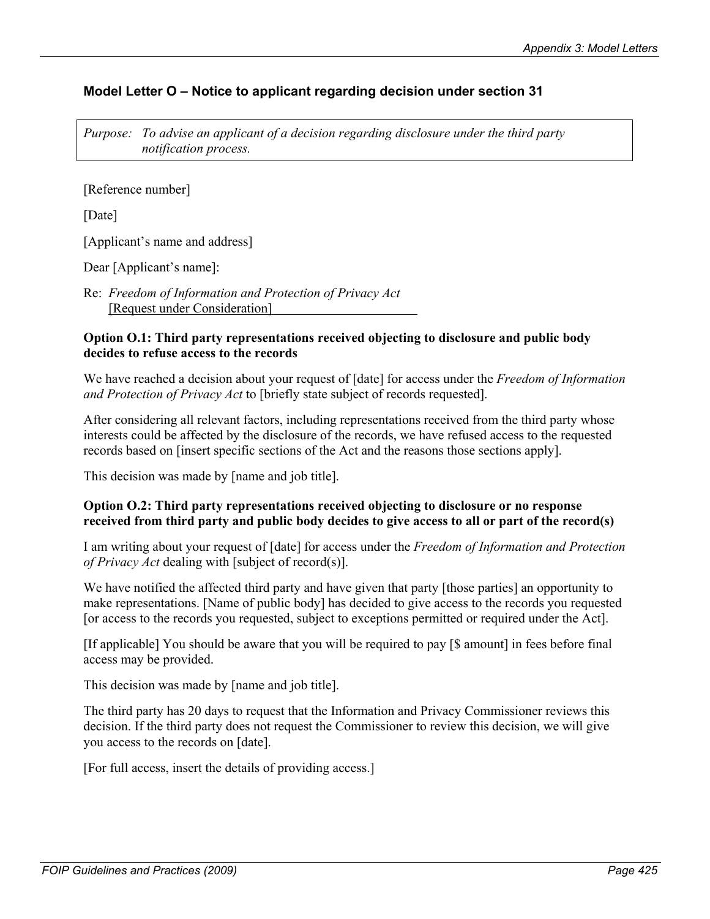### Model Letter O – Notice to applicant regarding decision under section 31

*Purpose: To advise an applicant of a decision regarding disclosure under the third party notification process.*

[Reference number]

[Date]

[Applicant's name and address]

Dear [Applicant's name]:

Re: *Freedom of Information and Protection of Privacy Act*
[Request under Consideration]

**Option O.1: Third party representations received objecting to disclosure and public body decides to refuse access to the records**

We have reached a decision about your request of [date] for access under the *Freedom of Information and Protection of Privacy Act* to [briefly state subject of records requested].

After considering all relevant factors, including representations received from the third party whose interests could be affected by the disclosure of the records, we have refused access to the requested records based on [insert specific sections of the Act and the reasons those sections apply].

This decision was made by [name and job title].

**Option O.2: Third party representations received objecting to disclosure or no response received from third party and public body decides to give access to all or part of the record(s)**

I am writing about your request of [date] for access under the *Freedom of Information and Protection of Privacy Act* dealing with [subject of record(s)].

We have notified the affected third party and have given that party [those parties] an opportunity to make representations. [Name of public body] has decided to give access to the records you requested [or access to the records you requested, subject to exceptions permitted or required under the Act].

[If applicable] You should be aware that you will be required to pay [$ amount] in fees before final access may be provided.

This decision was made by [name and job title].

The third party has 20 days to request that the Information and Privacy Commissioner reviews this decision. If the third party does not request the Commissioner to review this decision, we will give you access to the records on [date].

[For full access, insert the details of providing access.]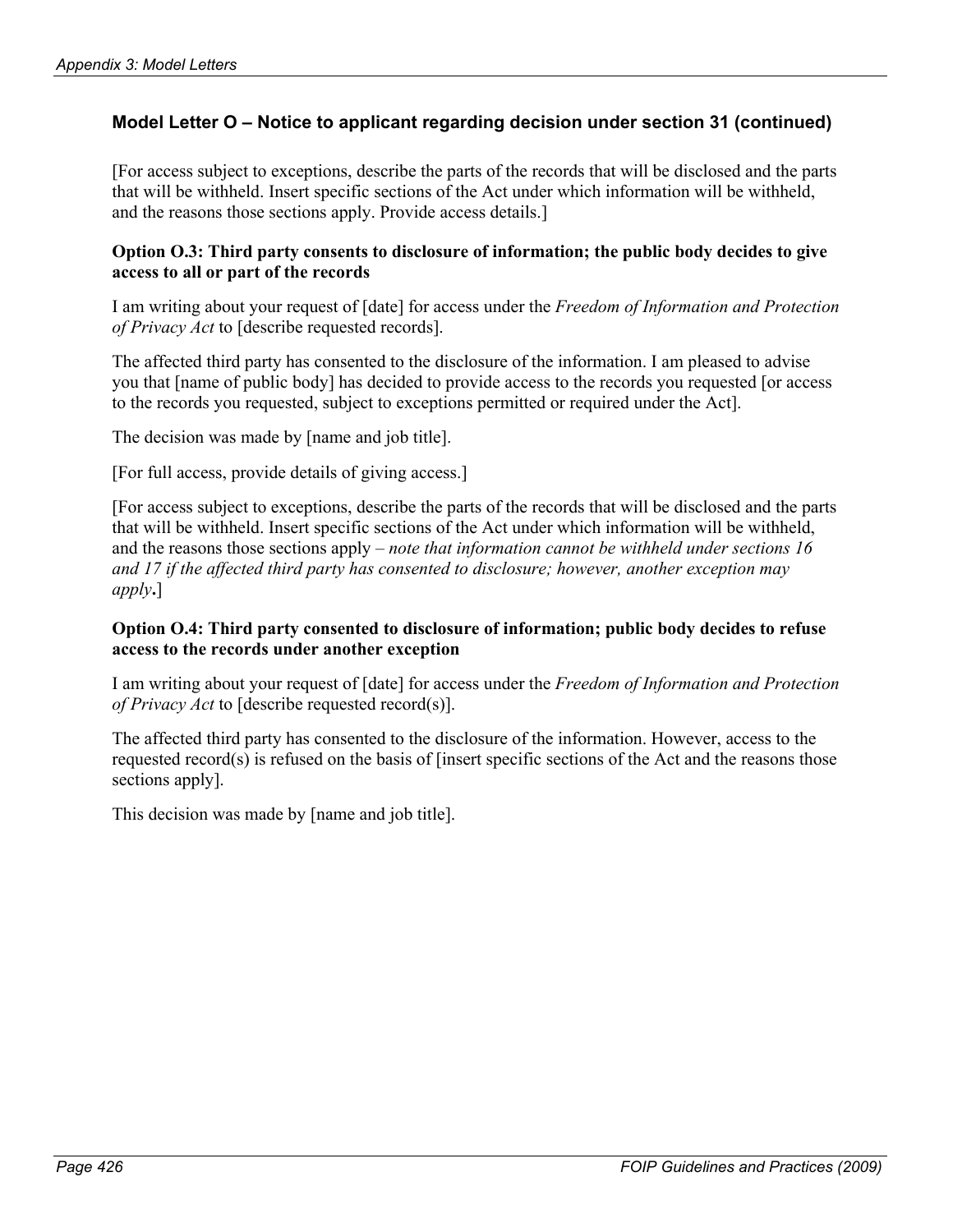## Model Letter O – Notice to applicant regarding decision under section 31 (continued)

[For access subject to exceptions, describe the parts of the records that will be disclosed and the parts that will be withheld. Insert specific sections of the Act under which information will be withheld, and the reasons those sections apply. Provide access details.]

**Option O.3: Third party consents to disclosure of information; the public body decides to give access to all or part of the records**

I am writing about your request of [date] for access under the *Freedom of Information and Protection of Privacy Act* to [describe requested records].

The affected third party has consented to the disclosure of the information. I am pleased to advise you that [name of public body] has decided to provide access to the records you requested [or access to the records you requested, subject to exceptions permitted or required under the Act].

The decision was made by [name and job title].

[For full access, provide details of giving access.]

[For access subject to exceptions, describe the parts of the records that will be disclosed and the parts that will be withheld. Insert specific sections of the Act under which information will be withheld, and the reasons those sections apply – *note that information cannot be withheld under sections 16 and 17 if the affected third party has consented to disclosure; however, another exception may apply***.**]

**Option O.4: Third party consented to disclosure of information; public body decides to refuse access to the records under another exception**

I am writing about your request of [date] for access under the *Freedom of Information and Protection of Privacy Act* to [describe requested record(s)].

The affected third party has consented to the disclosure of the information. However, access to the requested record(s) is refused on the basis of [insert specific sections of the Act and the reasons those sections apply].

This decision was made by [name and job title].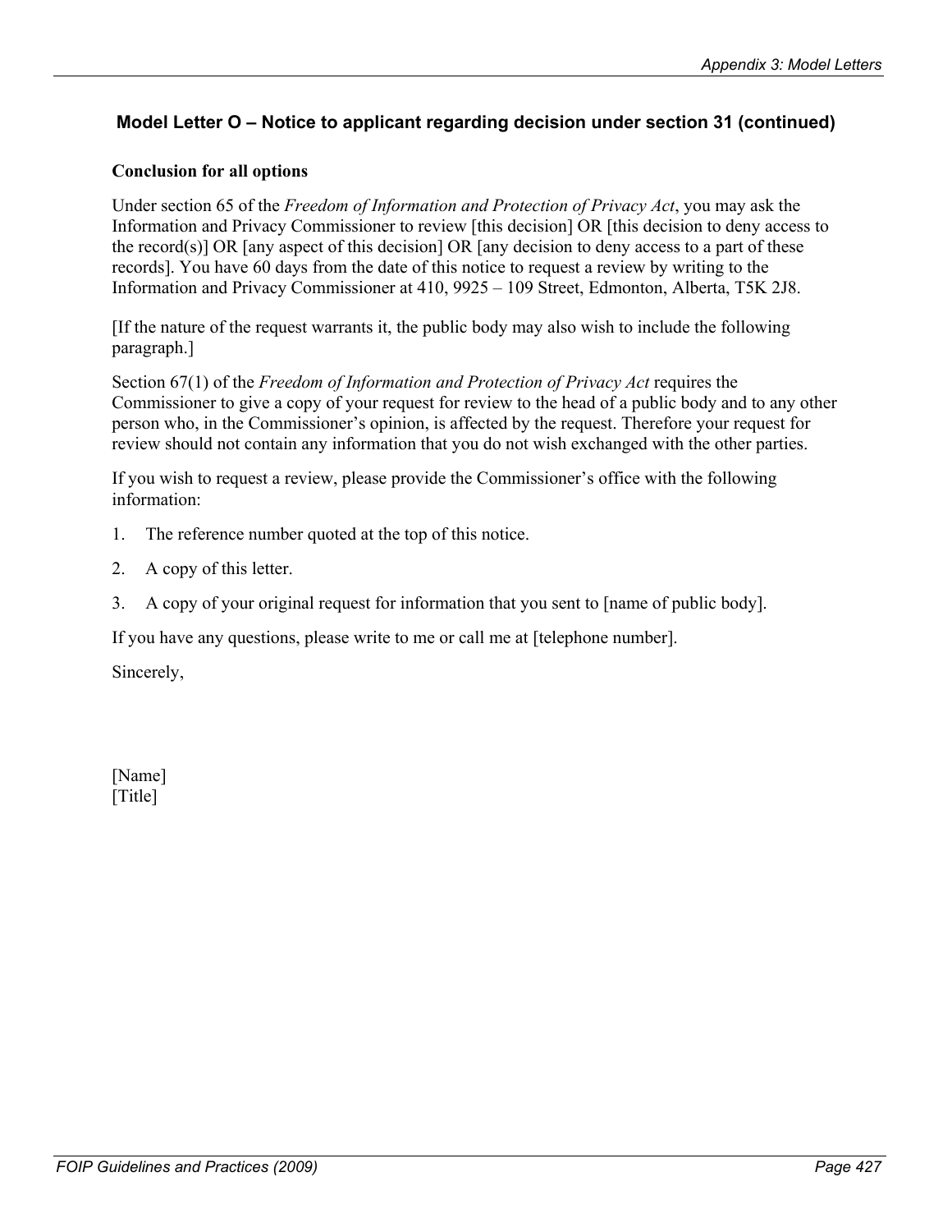## Model Letter O – Notice to applicant regarding decision under section 31 (continued)

**Conclusion for all options**

Under section 65 of the *Freedom of Information and Protection of Privacy Act*, you may ask the Information and Privacy Commissioner to review [this decision] OR [this decision to deny access to the record(s)] OR [any aspect of this decision] OR [any decision to deny access to a part of these records]. You have 60 days from the date of this notice to request a review by writing to the Information and Privacy Commissioner at 410, 9925 – 109 Street, Edmonton, Alberta, T5K 2J8.

[If the nature of the request warrants it, the public body may also wish to include the following paragraph.]

Section 67(1) of the *Freedom of Information and Protection of Privacy Act* requires the Commissioner to give a copy of your request for review to the head of a public body and to any other person who, in the Commissioner's opinion, is affected by the request. Therefore your request for review should not contain any information that you do not wish exchanged with the other parties.

If you wish to request a review, please provide the Commissioner's office with the following information:

1. The reference number quoted at the top of this notice.
2. A copy of this letter.
3. A copy of your original request for information that you sent to [name of public body].

If you have any questions, please write to me or call me at [telephone number].

Sincerely,

[Name]
[Title]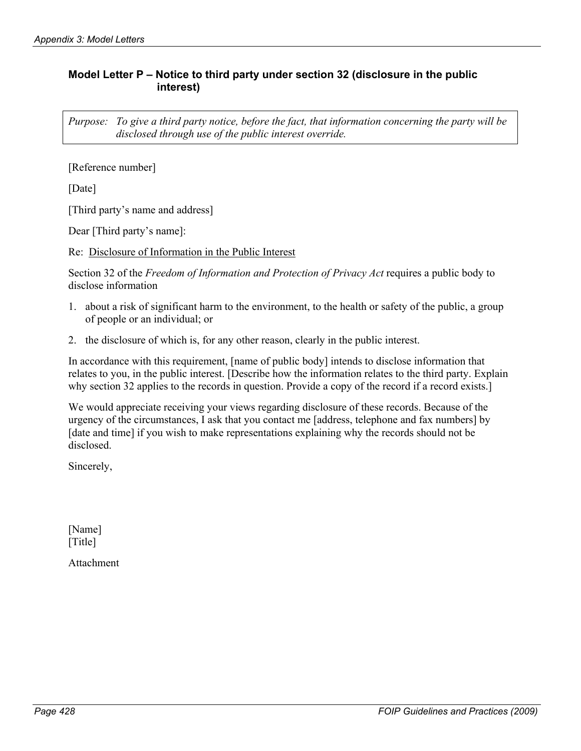### Model Letter P – Notice to third party under section 32 (disclosure in the public interest)

*Purpose: To give a third party notice, before the fact, that information concerning the party will be disclosed through use of the public interest override.*

[Reference number]

[Date]

[Third party's name and address]

Dear [Third party's name]:

Re: <u>Disclosure of Information in the Public Interest</u>

Section 32 of the *Freedom of Information and Protection of Privacy Act* requires a public body to disclose information

1. about a risk of significant harm to the environment, to the health or safety of the public, a group of people or an individual; or
2. the disclosure of which is, for any other reason, clearly in the public interest.

In accordance with this requirement, [name of public body] intends to disclose information that relates to you, in the public interest. [Describe how the information relates to the third party. Explain why section 32 applies to the records in question. Provide a copy of the record if a record exists.]

We would appreciate receiving your views regarding disclosure of these records. Because of the urgency of the circumstances, I ask that you contact me [address, telephone and fax numbers] by [date and time] if you wish to make representations explaining why the records should not be disclosed.

Sincerely,

[Name]
[Title]

Attachment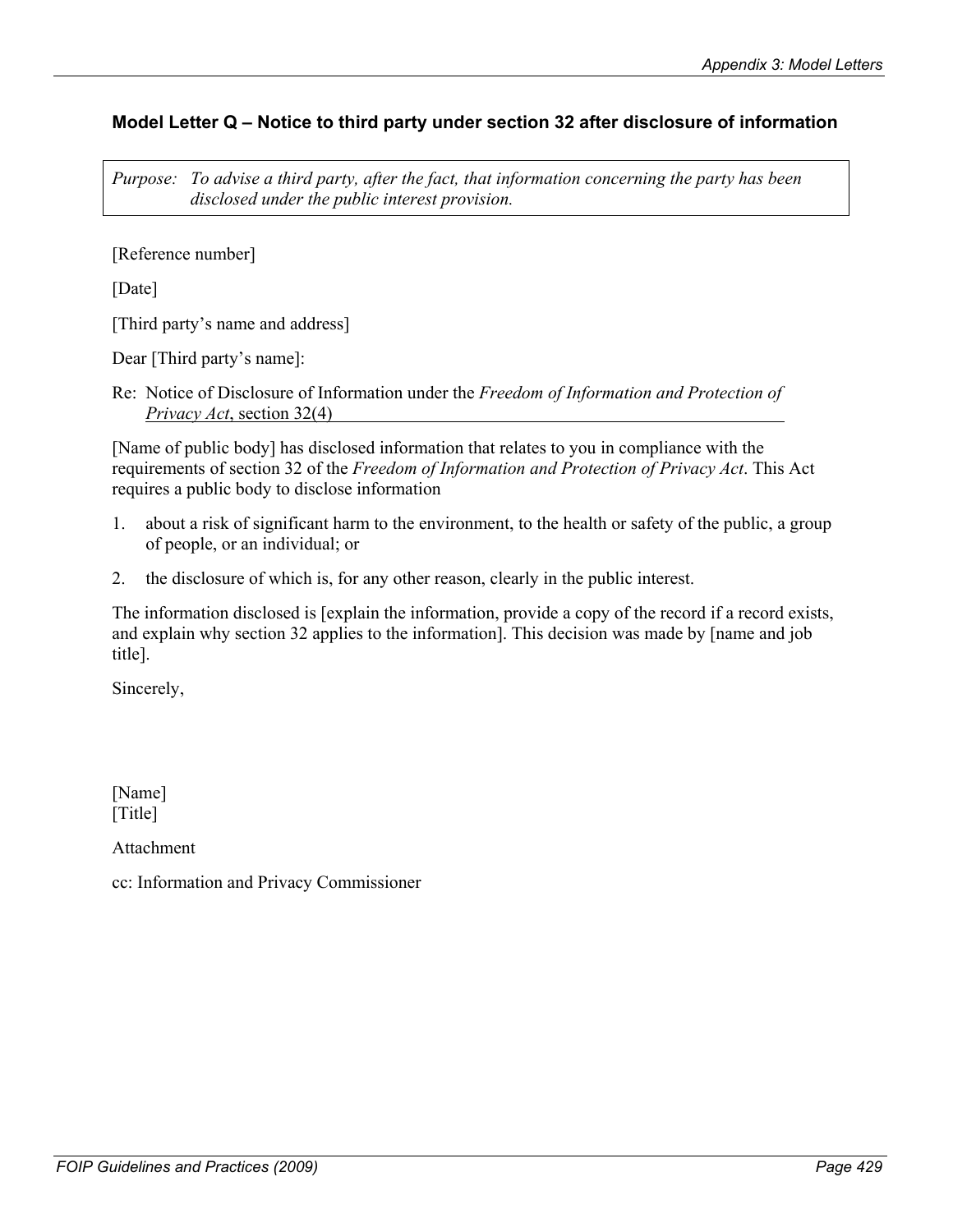## Model Letter Q – Notice to third party under section 32 after disclosure of information

*Purpose: To advise a third party, after the fact, that information concerning the party has been disclosed under the public interest provision.*

[Reference number]

[Date]

[Third party's name and address]

Dear [Third party's name]:

Re: Notice of Disclosure of Information under the *Freedom of Information and Protection of Privacy Act*, section 32(4)

[Name of public body] has disclosed information that relates to you in compliance with the requirements of section 32 of the *Freedom of Information and Protection of Privacy Act*. This Act requires a public body to disclose information

1. about a risk of significant harm to the environment, to the health or safety of the public, a group of people, or an individual; or
2. the disclosure of which is, for any other reason, clearly in the public interest.

The information disclosed is [explain the information, provide a copy of the record if a record exists, and explain why section 32 applies to the information]. This decision was made by [name and job title].

Sincerely,

[Name]
[Title]

Attachment

cc: Information and Privacy Commissioner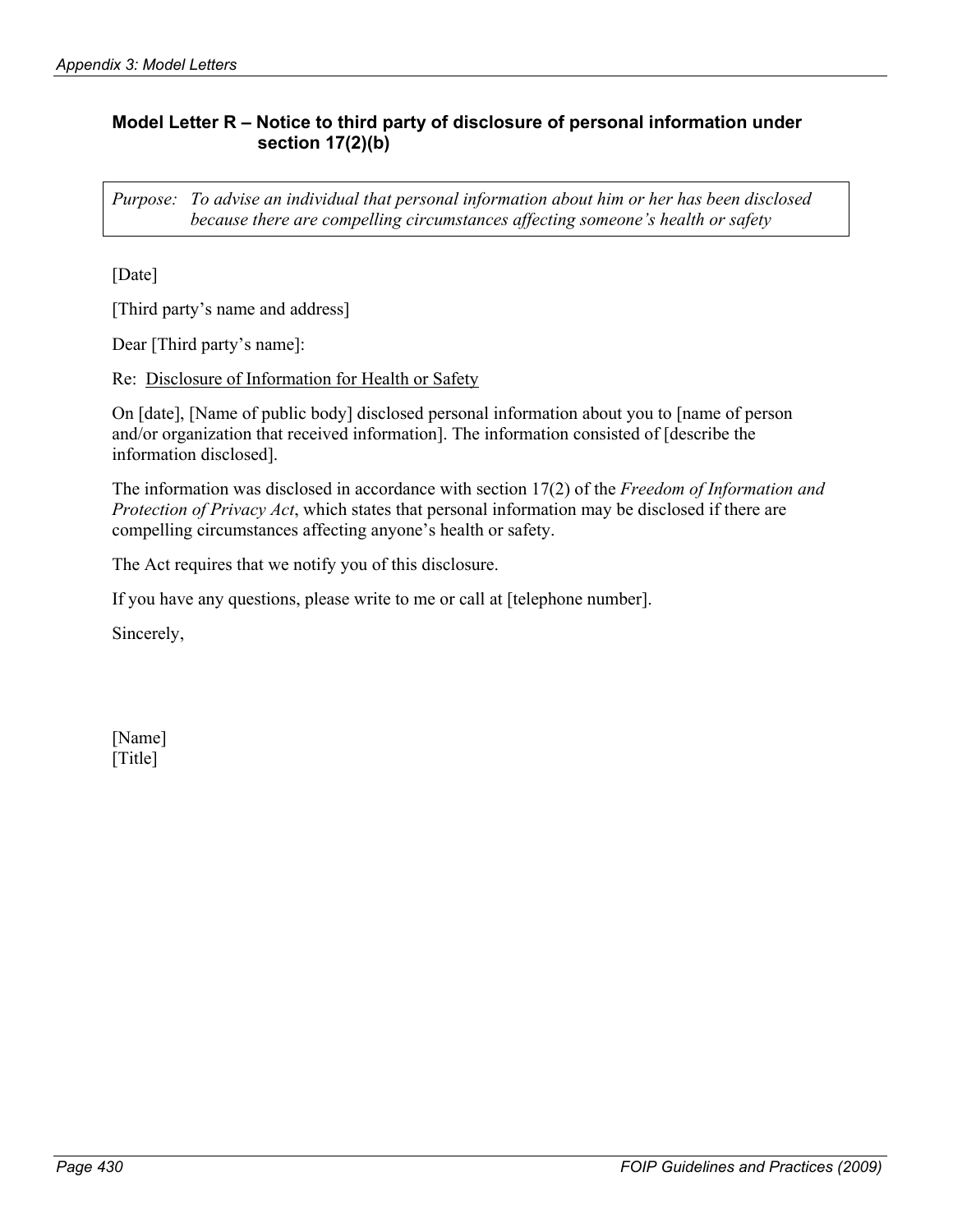### Model Letter R – Notice to third party of disclosure of personal information under section 17(2)(b)

*Purpose: To advise an individual that personal information about him or her has been disclosed because there are compelling circumstances affecting someone's health or safety*

[Date]

[Third party's name and address]

Dear [Third party's name]:

Re: Disclosure of Information for Health or Safety

On [date], [Name of public body] disclosed personal information about you to [name of person and/or organization that received information]. The information consisted of [describe the information disclosed].

The information was disclosed in accordance with section 17(2) of the *Freedom of Information and Protection of Privacy Act*, which states that personal information may be disclosed if there are compelling circumstances affecting anyone's health or safety.

The Act requires that we notify you of this disclosure.

If you have any questions, please write to me or call at [telephone number].

Sincerely,

[Name]
[Title]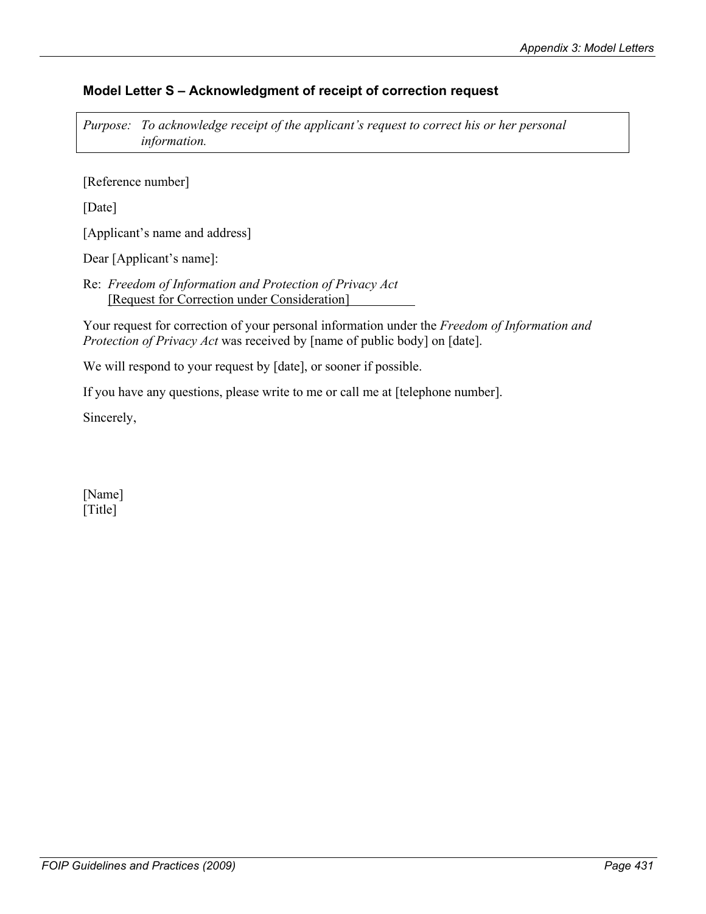### Model Letter S – Acknowledgment of receipt of correction request

*Purpose: To acknowledge receipt of the applicant's request to correct his or her personal information.*

[Reference number]

[Date]

[Applicant's name and address]

Dear [Applicant's name]:

Re: *Freedom of Information and Protection of Privacy Act*
[Request for Correction under Consideration]

Your request for correction of your personal information under the *Freedom of Information and Protection of Privacy Act* was received by [name of public body] on [date].

We will respond to your request by [date], or sooner if possible.

If you have any questions, please write to me or call me at [telephone number].

Sincerely,

[Name]
[Title]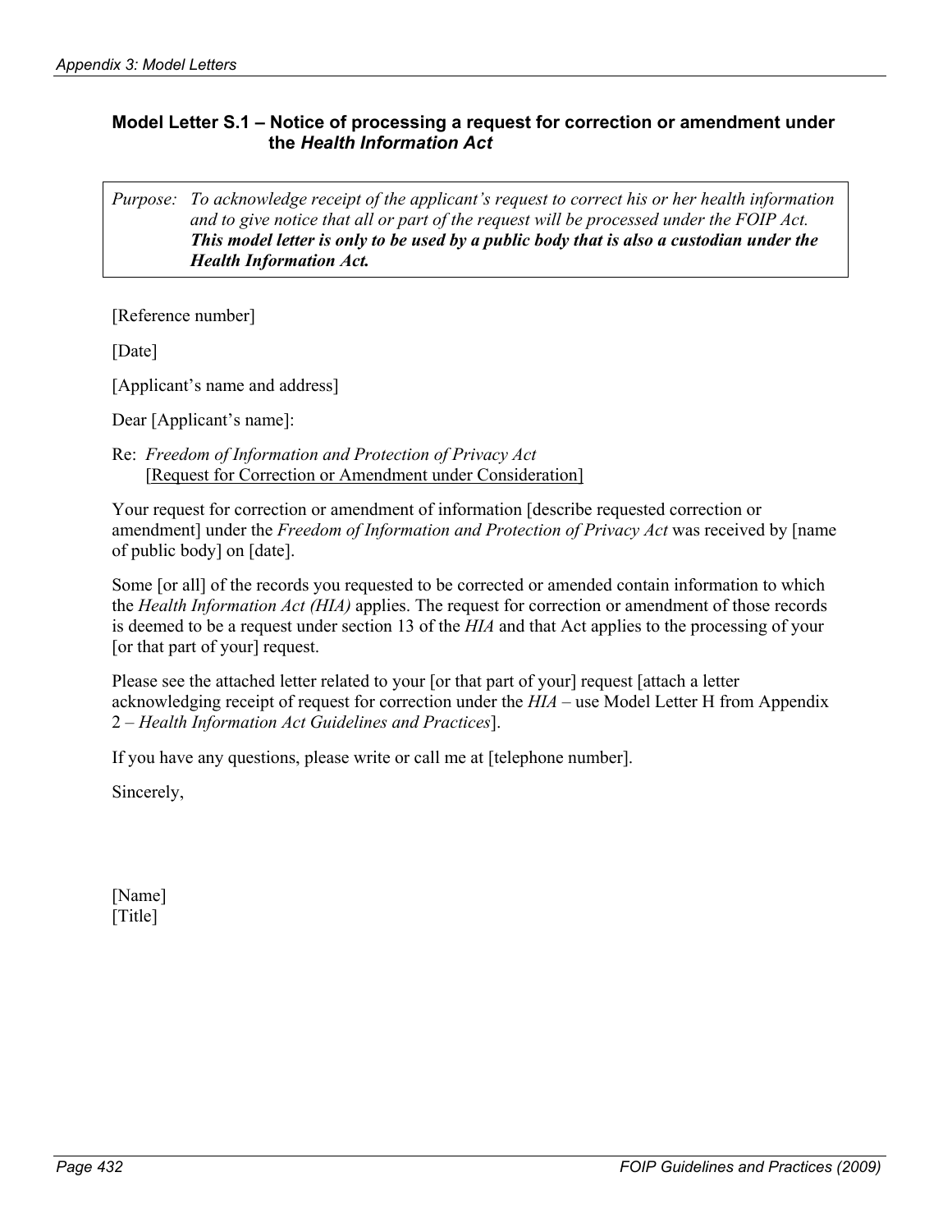### Model Letter S.1 – Notice of processing a request for correction or amendment under the *Health Information Act*

> *Purpose: To acknowledge receipt of the applicant's request to correct his or her health information and to give notice that all or part of the request will be processed under the FOIP Act.* ***This model letter is only to be used by a public body that is also a custodian under the Health Information Act.***

[Reference number]

[Date]

[Applicant's name and address]

Dear [Applicant's name]:

Re: *Freedom of Information and Protection of Privacy Act*
<u>[Request for Correction or Amendment under Consideration]</u>

Your request for correction or amendment of information [describe requested correction or amendment] under the *Freedom of Information and Protection of Privacy Act* was received by [name of public body] on [date].

Some [or all] of the records you requested to be corrected or amended contain information to which the *Health Information Act (HIA)* applies. The request for correction or amendment of those records is deemed to be a request under section 13 of the *HIA* and that Act applies to the processing of your [or that part of your] request.

Please see the attached letter related to your [or that part of your] request [attach a letter acknowledging receipt of request for correction under the *HIA* – use Model Letter H from Appendix 2 – *Health Information Act Guidelines and Practices*].

If you have any questions, please write or call me at [telephone number].

Sincerely,

[Name]
[Title]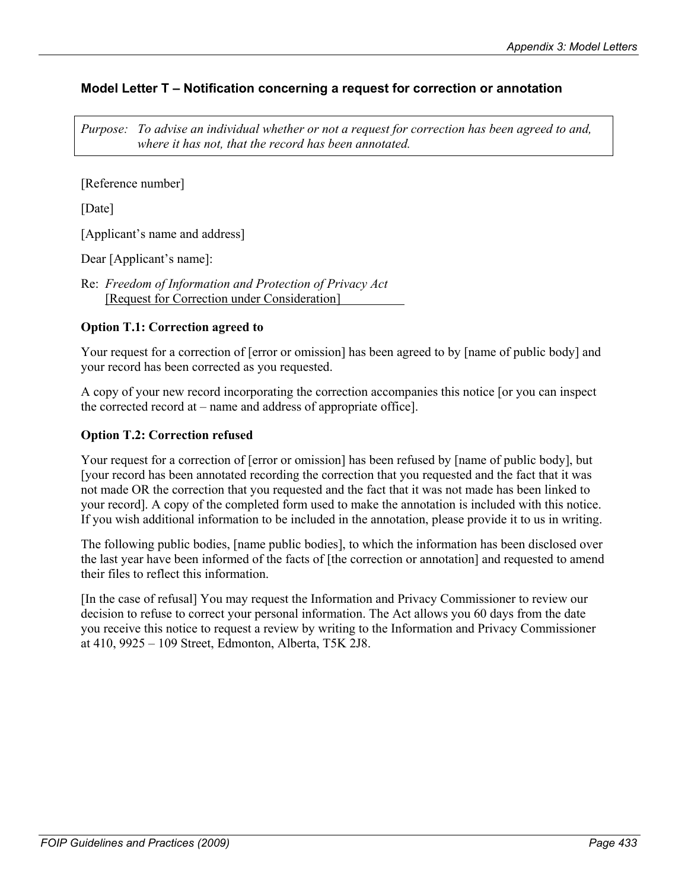## Model Letter T – Notification concerning a request for correction or annotation

*Purpose: To advise an individual whether or not a request for correction has been agreed to and, where it has not, that the record has been annotated.*

[Reference number]

[Date]

[Applicant's name and address]

Dear [Applicant's name]:

Re: *Freedom of Information and Protection of Privacy Act*
[Request for Correction under Consideration]

**Option T.1: Correction agreed to**

Your request for a correction of [error or omission] has been agreed to by [name of public body] and your record has been corrected as you requested.

A copy of your new record incorporating the correction accompanies this notice [or you can inspect the corrected record at – name and address of appropriate office].

**Option T.2: Correction refused**

Your request for a correction of [error or omission] has been refused by [name of public body], but [your record has been annotated recording the correction that you requested and the fact that it was not made OR the correction that you requested and the fact that it was not made has been linked to your record]. A copy of the completed form used to make the annotation is included with this notice. If you wish additional information to be included in the annotation, please provide it to us in writing.

The following public bodies, [name public bodies], to which the information has been disclosed over the last year have been informed of the facts of [the correction or annotation] and requested to amend their files to reflect this information.

[In the case of refusal] You may request the Information and Privacy Commissioner to review our decision to refuse to correct your personal information. The Act allows you 60 days from the date you receive this notice to request a review by writing to the Information and Privacy Commissioner at 410, 9925 – 109 Street, Edmonton, Alberta, T5K 2J8.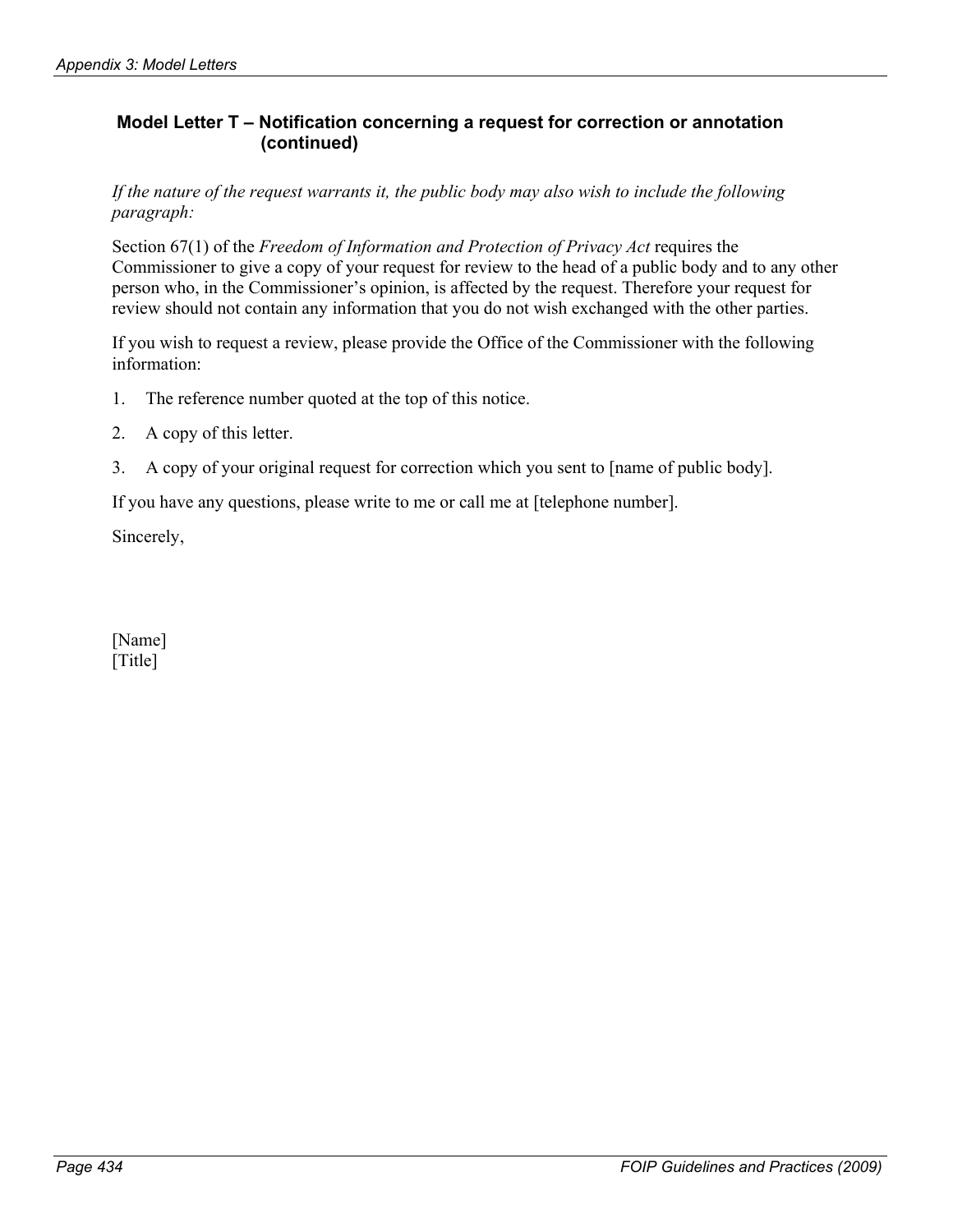### Model Letter T – Notification concerning a request for correction or annotation (continued)

*If the nature of the request warrants it, the public body may also wish to include the following paragraph:*

Section 67(1) of the *Freedom of Information and Protection of Privacy Act* requires the Commissioner to give a copy of your request for review to the head of a public body and to any other person who, in the Commissioner's opinion, is affected by the request. Therefore your request for review should not contain any information that you do not wish exchanged with the other parties.

If you wish to request a review, please provide the Office of the Commissioner with the following information:

1. The reference number quoted at the top of this notice.
2. A copy of this letter.
3. A copy of your original request for correction which you sent to [name of public body].

If you have any questions, please write to me or call me at [telephone number].

Sincerely,

[Name]
[Title]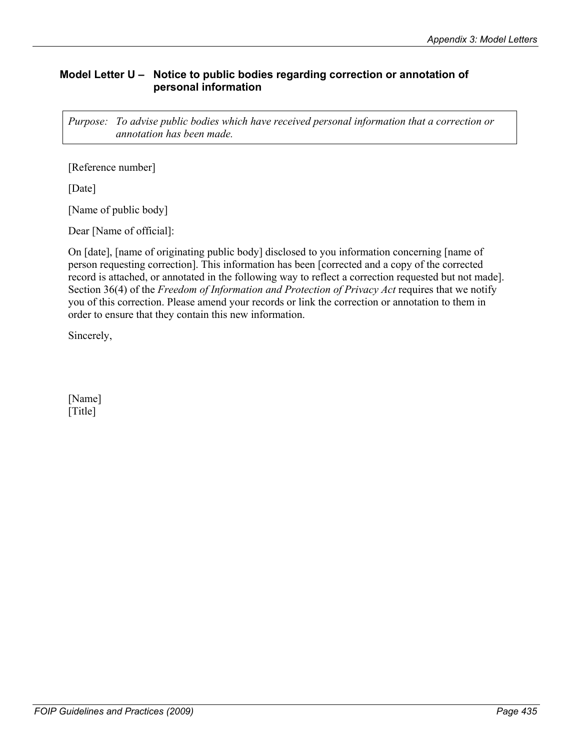## Model Letter U – Notice to public bodies regarding correction or annotation of personal information

*Purpose: To advise public bodies which have received personal information that a correction or annotation has been made.*

[Reference number]

[Date]

[Name of public body]

Dear [Name of official]:

On [date], [name of originating public body] disclosed to you information concerning [name of person requesting correction]. This information has been [corrected and a copy of the corrected record is attached, or annotated in the following way to reflect a correction requested but not made]. Section 36(4) of the *Freedom of Information and Protection of Privacy Act* requires that we notify you of this correction. Please amend your records or link the correction or annotation to them in order to ensure that they contain this new information.

Sincerely,

[Name]
[Title]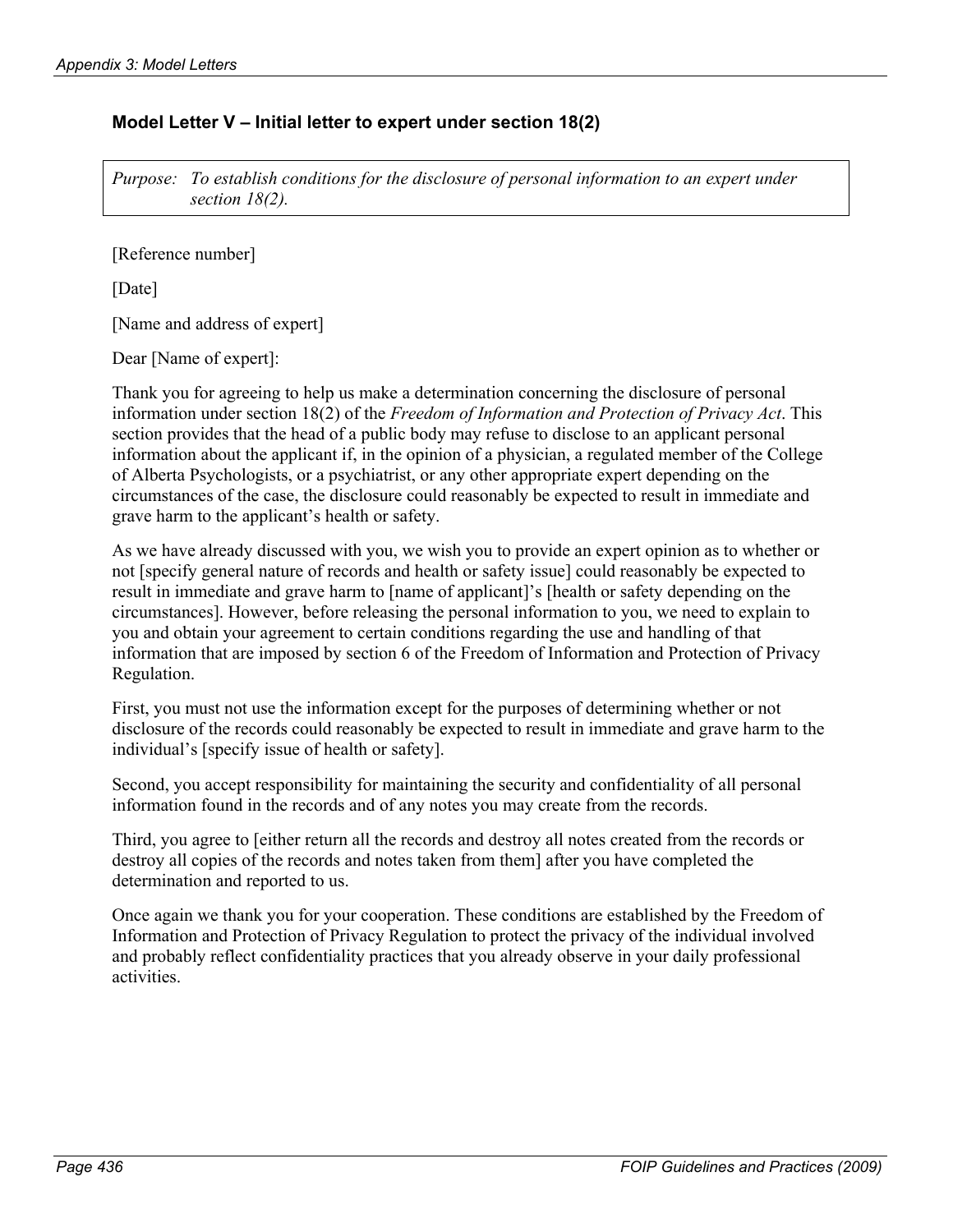### Model Letter V – Initial letter to expert under section 18(2)

*Purpose: To establish conditions for the disclosure of personal information to an expert under section 18(2).*

[Reference number]

[Date]

[Name and address of expert]

Dear [Name of expert]:

Thank you for agreeing to help us make a determination concerning the disclosure of personal information under section 18(2) of the *Freedom of Information and Protection of Privacy Act*. This section provides that the head of a public body may refuse to disclose to an applicant personal information about the applicant if, in the opinion of a physician, a regulated member of the College of Alberta Psychologists, or a psychiatrist, or any other appropriate expert depending on the circumstances of the case, the disclosure could reasonably be expected to result in immediate and grave harm to the applicant's health or safety.

As we have already discussed with you, we wish you to provide an expert opinion as to whether or not [specify general nature of records and health or safety issue] could reasonably be expected to result in immediate and grave harm to [name of applicant]'s [health or safety depending on the circumstances]. However, before releasing the personal information to you, we need to explain to you and obtain your agreement to certain conditions regarding the use and handling of that information that are imposed by section 6 of the Freedom of Information and Protection of Privacy Regulation.

First, you must not use the information except for the purposes of determining whether or not disclosure of the records could reasonably be expected to result in immediate and grave harm to the individual's [specify issue of health or safety].

Second, you accept responsibility for maintaining the security and confidentiality of all personal information found in the records and of any notes you may create from the records.

Third, you agree to [either return all the records and destroy all notes created from the records or destroy all copies of the records and notes taken from them] after you have completed the determination and reported to us.

Once again we thank you for your cooperation. These conditions are established by the Freedom of Information and Protection of Privacy Regulation to protect the privacy of the individual involved and probably reflect confidentiality practices that you already observe in your daily professional activities.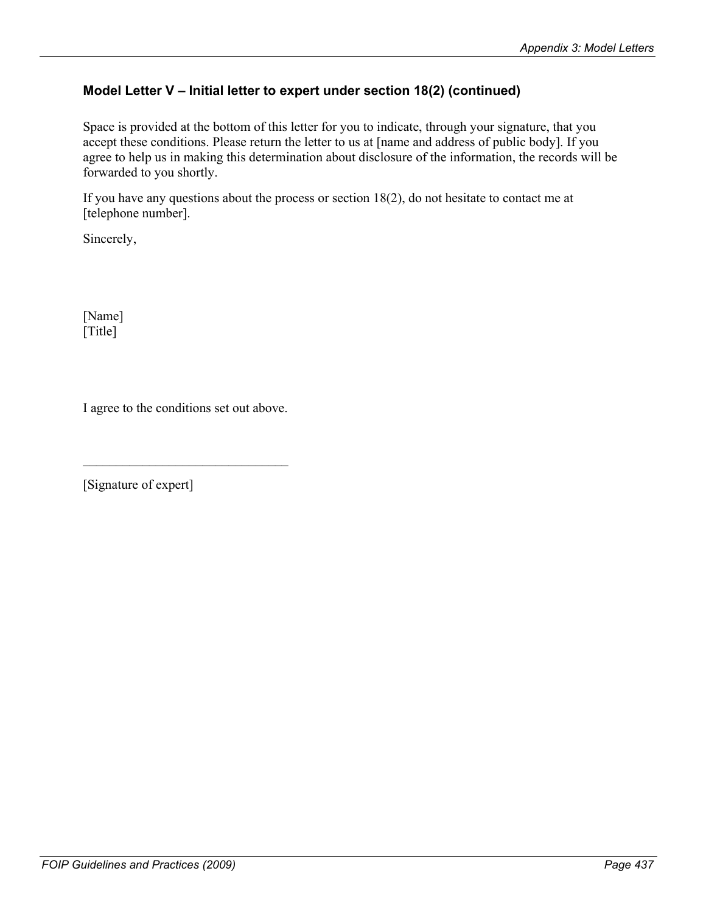### Model Letter V – Initial letter to expert under section 18(2) (continued)

Space is provided at the bottom of this letter for you to indicate, through your signature, that you accept these conditions. Please return the letter to us at [name and address of public body]. If you agree to help us in making this determination about disclosure of the information, the records will be forwarded to you shortly.

If you have any questions about the process or section 18(2), do not hesitate to contact me at [telephone number].

Sincerely,

[Name]
[Title]

I agree to the conditions set out above.

______________________________

[Signature of expert]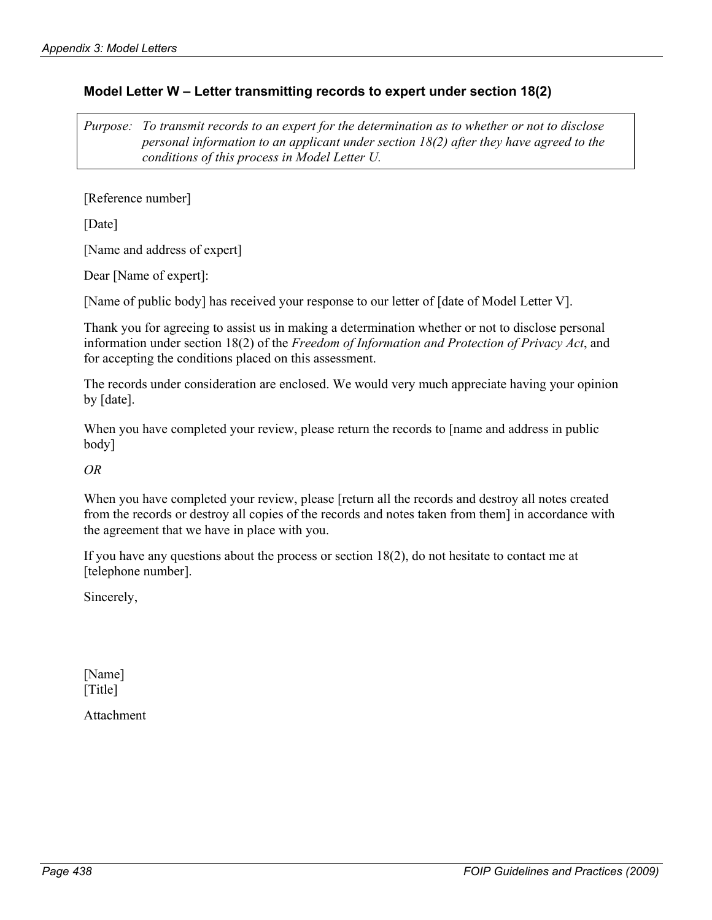### Model Letter W – Letter transmitting records to expert under section 18(2)

| | |
|---|---|
| *Purpose:* | *To transmit records to an expert for the determination as to whether or not to disclose personal information to an applicant under section 18(2) after they have agreed to the conditions of this process in Model Letter U.* |

[Reference number]

[Date]

[Name and address of expert]

Dear [Name of expert]:

[Name of public body] has received your response to our letter of [date of Model Letter V].

Thank you for agreeing to assist us in making a determination whether or not to disclose personal information under section 18(2) of the *Freedom of Information and Protection of Privacy Act*, and for accepting the conditions placed on this assessment.

The records under consideration are enclosed. We would very much appreciate having your opinion by [date].

When you have completed your review, please return the records to [name and address in public body]

*OR*

When you have completed your review, please [return all the records and destroy all notes created from the records or destroy all copies of the records and notes taken from them] in accordance with the agreement that we have in place with you.

If you have any questions about the process or section 18(2), do not hesitate to contact me at [telephone number].

Sincerely,

[Name]
[Title]

Attachment